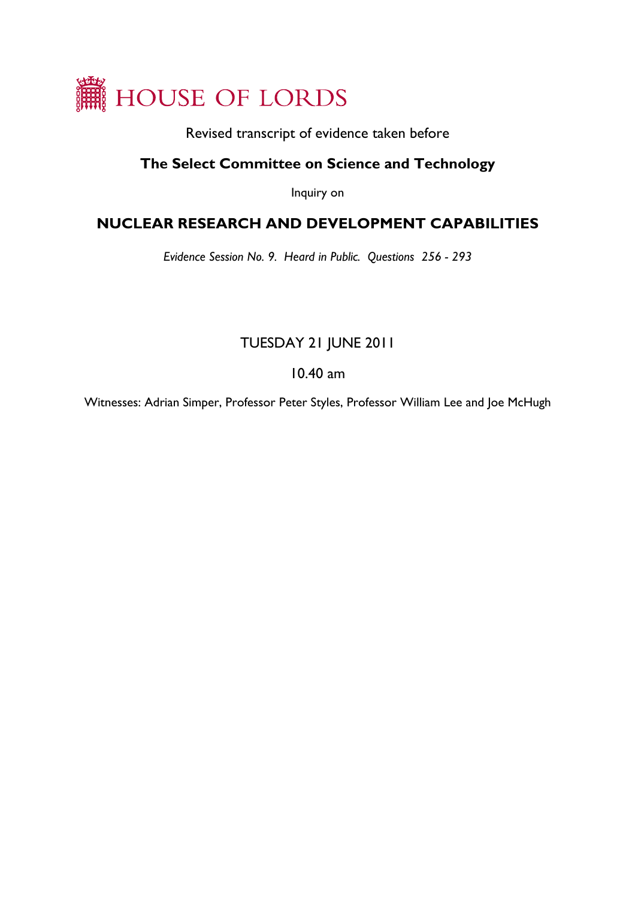# HOUSE OF LORDS

Revised transcript of evidence taken before

## The Select Committee on Science and Technology

Inquiry on

## NUCLEAR RESEARCH AND DEVELOPMENT CAPABILITIES

*Evidence Session No. 9. Heard in Public. Questions 256 - 293*

TUESDAY 21 JUNE 2011

10.40 am

Witnesses: Adrian Simper, Professor Peter Styles, Professor William Lee and Joe McHugh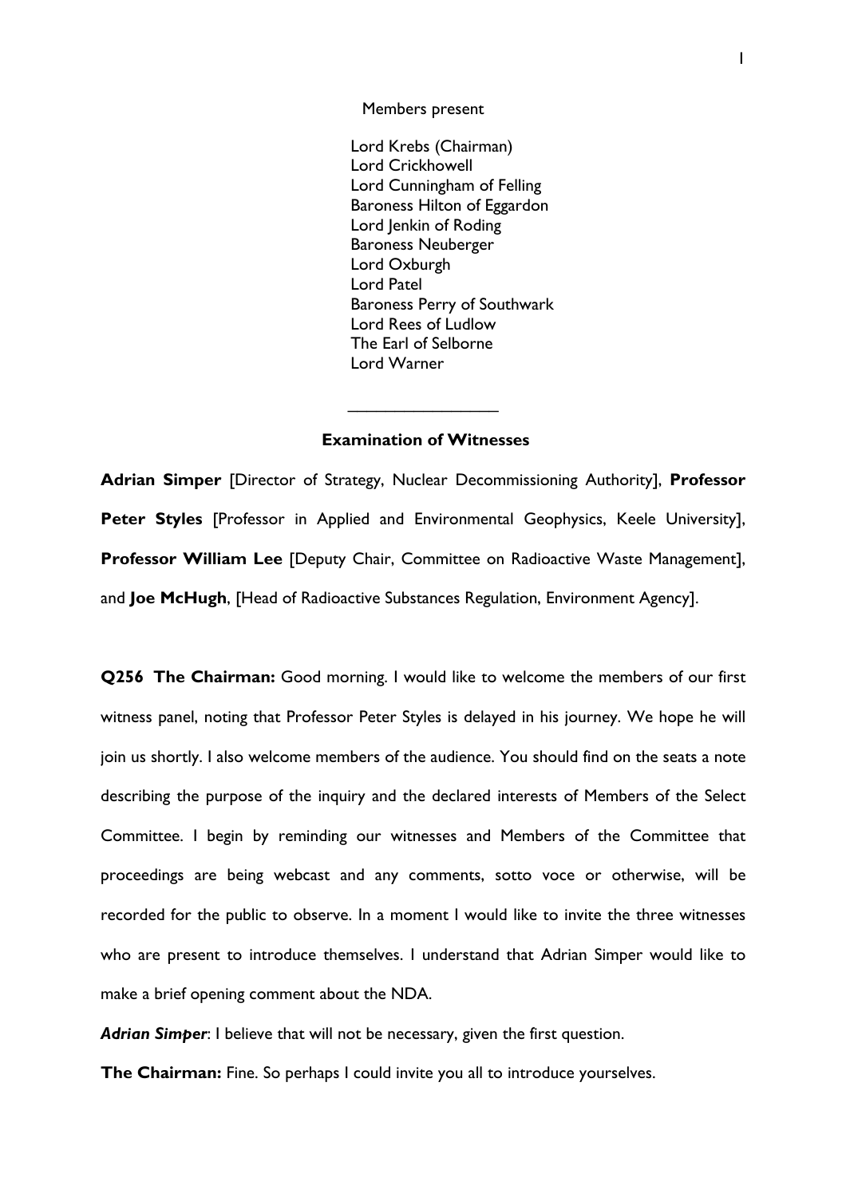Members present

Lord Krebs (Chairman)
Lord Crickhowell
Lord Cunningham of Felling
Baroness Hilton of Eggardon
Lord Jenkin of Roding
Baroness Neuberger
Lord Oxburgh
Lord Patel
Baroness Perry of Southwark
Lord Rees of Ludlow
The Earl of Selborne
Lord Warner

________________

**Examination of Witnesses**

**Adrian Simper** [Director of Strategy, Nuclear Decommissioning Authority], **Professor Peter Styles** [Professor in Applied and Environmental Geophysics, Keele University], **Professor William Lee** [Deputy Chair, Committee on Radioactive Waste Management], and **Joe McHugh**, [Head of Radioactive Substances Regulation, Environment Agency].

**Q256 The Chairman:** Good morning. I would like to welcome the members of our first witness panel, noting that Professor Peter Styles is delayed in his journey. We hope he will join us shortly. I also welcome members of the audience. You should find on the seats a note describing the purpose of the inquiry and the declared interests of Members of the Select Committee. I begin by reminding our witnesses and Members of the Committee that proceedings are being webcast and any comments, sotto voce or otherwise, will be recorded for the public to observe. In a moment I would like to invite the three witnesses who are present to introduce themselves. I understand that Adrian Simper would like to make a brief opening comment about the NDA.

***Adrian Simper***: I believe that will not be necessary, given the first question.

**The Chairman:** Fine. So perhaps I could invite you all to introduce yourselves.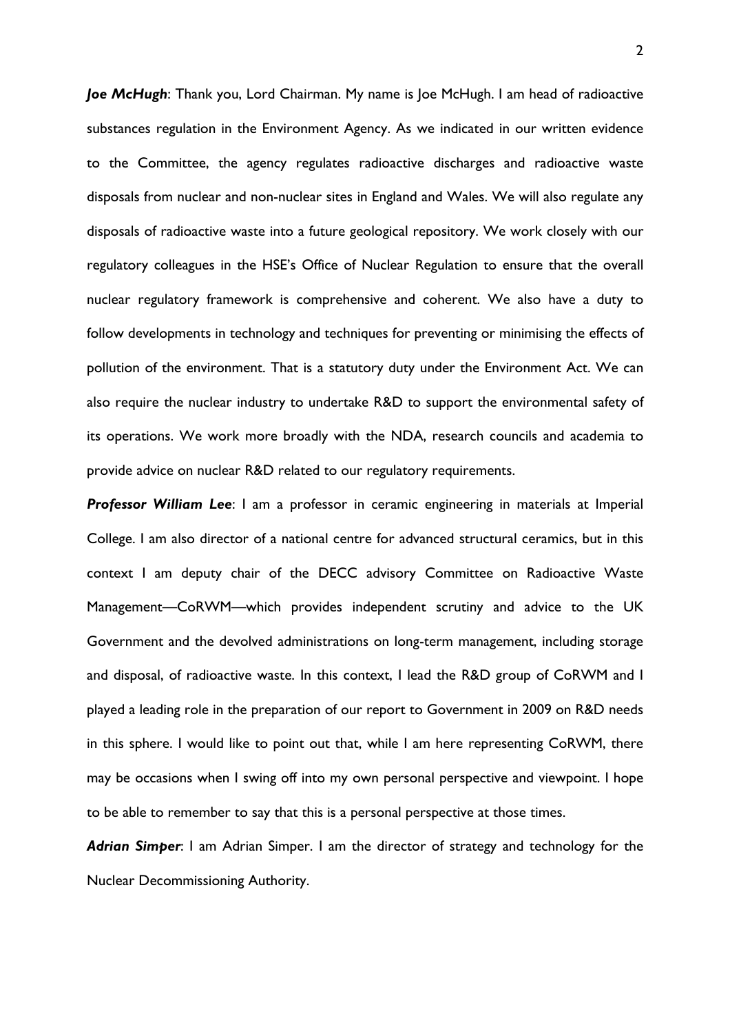***Joe McHugh***: Thank you, Lord Chairman. My name is Joe McHugh. I am head of radioactive substances regulation in the Environment Agency. As we indicated in our written evidence to the Committee, the agency regulates radioactive discharges and radioactive waste disposals from nuclear and non-nuclear sites in England and Wales. We will also regulate any disposals of radioactive waste into a future geological repository. We work closely with our regulatory colleagues in the HSE's Office of Nuclear Regulation to ensure that the overall nuclear regulatory framework is comprehensive and coherent. We also have a duty to follow developments in technology and techniques for preventing or minimising the effects of pollution of the environment. That is a statutory duty under the Environment Act. We can also require the nuclear industry to undertake R&D to support the environmental safety of its operations. We work more broadly with the NDA, research councils and academia to provide advice on nuclear R&D related to our regulatory requirements.

***Professor William Lee***: I am a professor in ceramic engineering in materials at Imperial College. I am also director of a national centre for advanced structural ceramics, but in this context I am deputy chair of the DECC advisory Committee on Radioactive Waste Management—CoRWM—which provides independent scrutiny and advice to the UK Government and the devolved administrations on long-term management, including storage and disposal, of radioactive waste. In this context, I lead the R&D group of CoRWM and I played a leading role in the preparation of our report to Government in 2009 on R&D needs in this sphere. I would like to point out that, while I am here representing CoRWM, there may be occasions when I swing off into my own personal perspective and viewpoint. I hope to be able to remember to say that this is a personal perspective at those times.

***Adrian Simper***: I am Adrian Simper. I am the director of strategy and technology for the Nuclear Decommissioning Authority.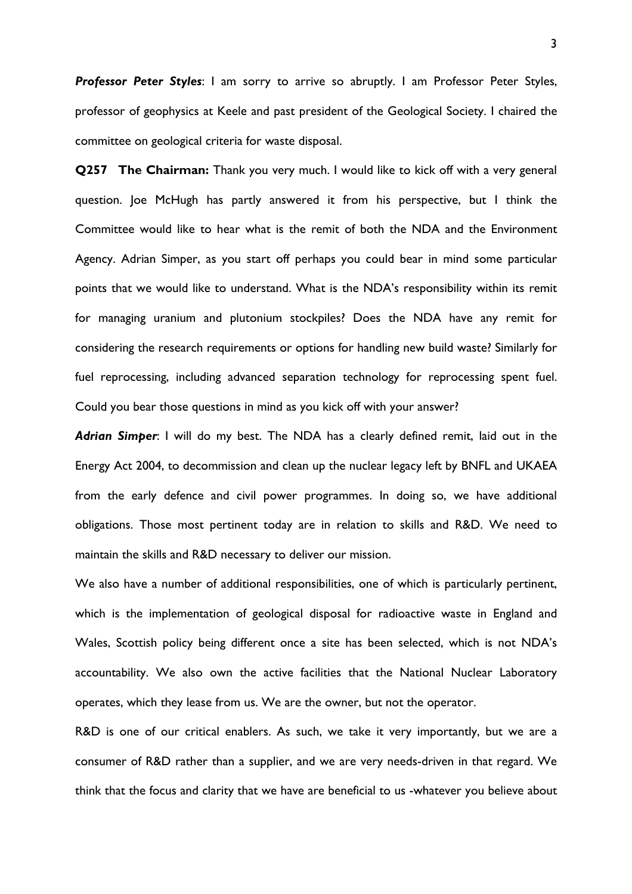***Professor Peter Styles***: I am sorry to arrive so abruptly. I am Professor Peter Styles, professor of geophysics at Keele and past president of the Geological Society. I chaired the committee on geological criteria for waste disposal.

**Q257 The Chairman:** Thank you very much. I would like to kick off with a very general question. Joe McHugh has partly answered it from his perspective, but I think the Committee would like to hear what is the remit of both the NDA and the Environment Agency. Adrian Simper, as you start off perhaps you could bear in mind some particular points that we would like to understand. What is the NDA's responsibility within its remit for managing uranium and plutonium stockpiles? Does the NDA have any remit for considering the research requirements or options for handling new build waste? Similarly for fuel reprocessing, including advanced separation technology for reprocessing spent fuel. Could you bear those questions in mind as you kick off with your answer?

***Adrian Simper***: I will do my best. The NDA has a clearly defined remit, laid out in the Energy Act 2004, to decommission and clean up the nuclear legacy left by BNFL and UKAEA from the early defence and civil power programmes. In doing so, we have additional obligations. Those most pertinent today are in relation to skills and R&D. We need to maintain the skills and R&D necessary to deliver our mission.

We also have a number of additional responsibilities, one of which is particularly pertinent, which is the implementation of geological disposal for radioactive waste in England and Wales, Scottish policy being different once a site has been selected, which is not NDA's accountability. We also own the active facilities that the National Nuclear Laboratory operates, which they lease from us. We are the owner, but not the operator.

R&D is one of our critical enablers. As such, we take it very importantly, but we are a consumer of R&D rather than a supplier, and we are very needs-driven in that regard. We think that the focus and clarity that we have are beneficial to us -whatever you believe about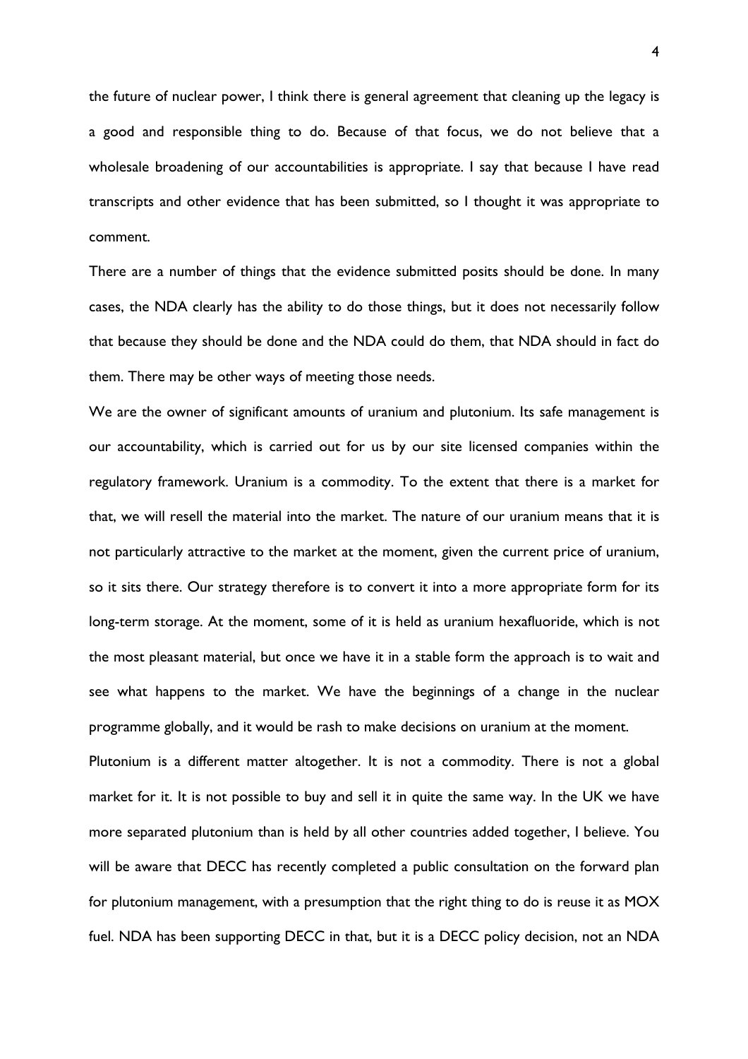the future of nuclear power, I think there is general agreement that cleaning up the legacy is a good and responsible thing to do. Because of that focus, we do not believe that a wholesale broadening of our accountabilities is appropriate. I say that because I have read transcripts and other evidence that has been submitted, so I thought it was appropriate to comment.

There are a number of things that the evidence submitted posits should be done. In many cases, the NDA clearly has the ability to do those things, but it does not necessarily follow that because they should be done and the NDA could do them, that NDA should in fact do them. There may be other ways of meeting those needs.

We are the owner of significant amounts of uranium and plutonium. Its safe management is our accountability, which is carried out for us by our site licensed companies within the regulatory framework. Uranium is a commodity. To the extent that there is a market for that, we will resell the material into the market. The nature of our uranium means that it is not particularly attractive to the market at the moment, given the current price of uranium, so it sits there. Our strategy therefore is to convert it into a more appropriate form for its long-term storage. At the moment, some of it is held as uranium hexafluoride, which is not the most pleasant material, but once we have it in a stable form the approach is to wait and see what happens to the market. We have the beginnings of a change in the nuclear programme globally, and it would be rash to make decisions on uranium at the moment.

Plutonium is a different matter altogether. It is not a commodity. There is not a global market for it. It is not possible to buy and sell it in quite the same way. In the UK we have more separated plutonium than is held by all other countries added together, I believe. You will be aware that DECC has recently completed a public consultation on the forward plan for plutonium management, with a presumption that the right thing to do is reuse it as MOX fuel. NDA has been supporting DECC in that, but it is a DECC policy decision, not an NDA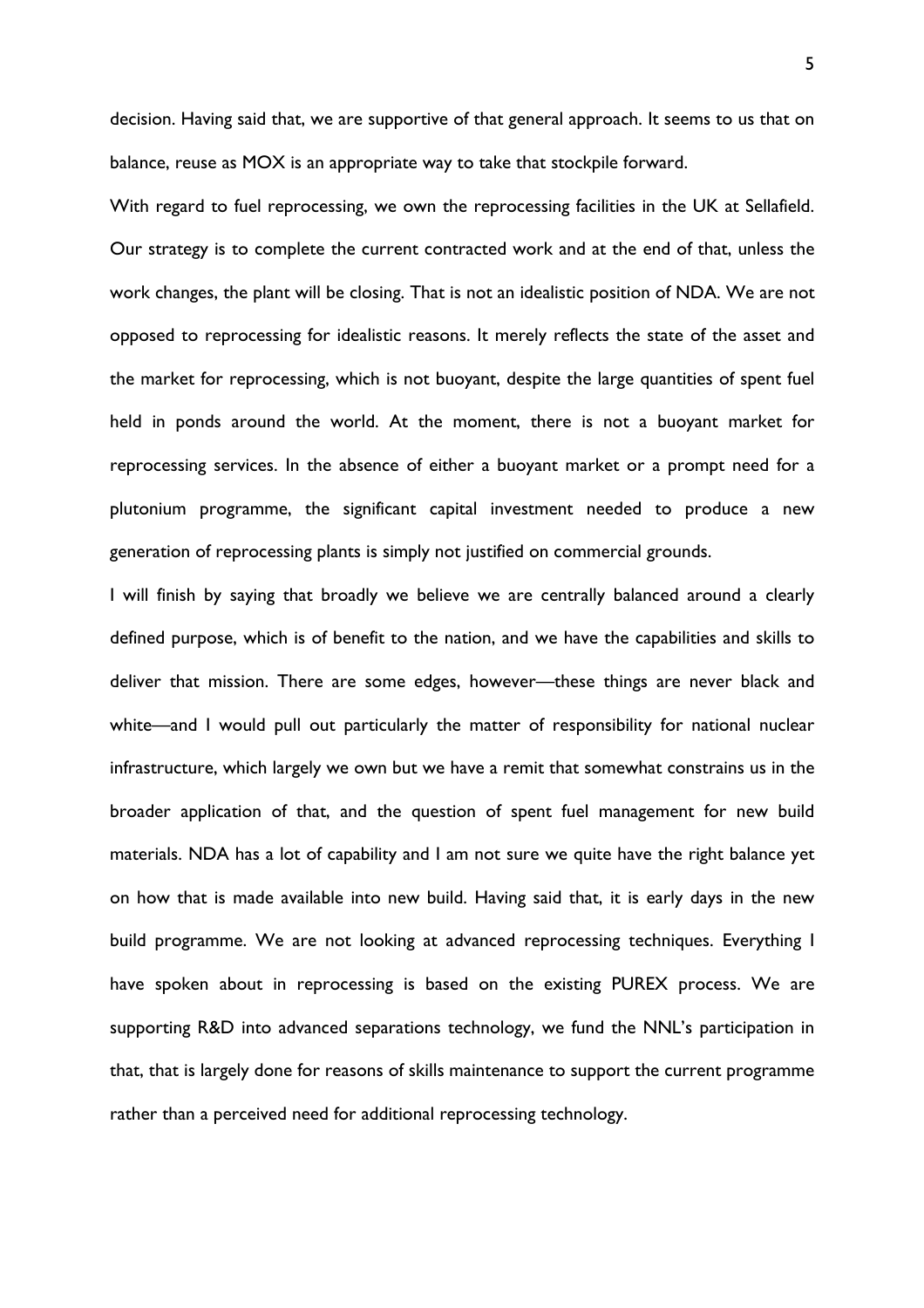decision. Having said that, we are supportive of that general approach. It seems to us that on balance, reuse as MOX is an appropriate way to take that stockpile forward.

With regard to fuel reprocessing, we own the reprocessing facilities in the UK at Sellafield. Our strategy is to complete the current contracted work and at the end of that, unless the work changes, the plant will be closing. That is not an idealistic position of NDA. We are not opposed to reprocessing for idealistic reasons. It merely reflects the state of the asset and the market for reprocessing, which is not buoyant, despite the large quantities of spent fuel held in ponds around the world. At the moment, there is not a buoyant market for reprocessing services. In the absence of either a buoyant market or a prompt need for a plutonium programme, the significant capital investment needed to produce a new generation of reprocessing plants is simply not justified on commercial grounds.

I will finish by saying that broadly we believe we are centrally balanced around a clearly defined purpose, which is of benefit to the nation, and we have the capabilities and skills to deliver that mission. There are some edges, however—these things are never black and white—and I would pull out particularly the matter of responsibility for national nuclear infrastructure, which largely we own but we have a remit that somewhat constrains us in the broader application of that, and the question of spent fuel management for new build materials. NDA has a lot of capability and I am not sure we quite have the right balance yet on how that is made available into new build. Having said that, it is early days in the new build programme. We are not looking at advanced reprocessing techniques. Everything I have spoken about in reprocessing is based on the existing PUREX process. We are supporting R&D into advanced separations technology, we fund the NNL's participation in that, that is largely done for reasons of skills maintenance to support the current programme rather than a perceived need for additional reprocessing technology.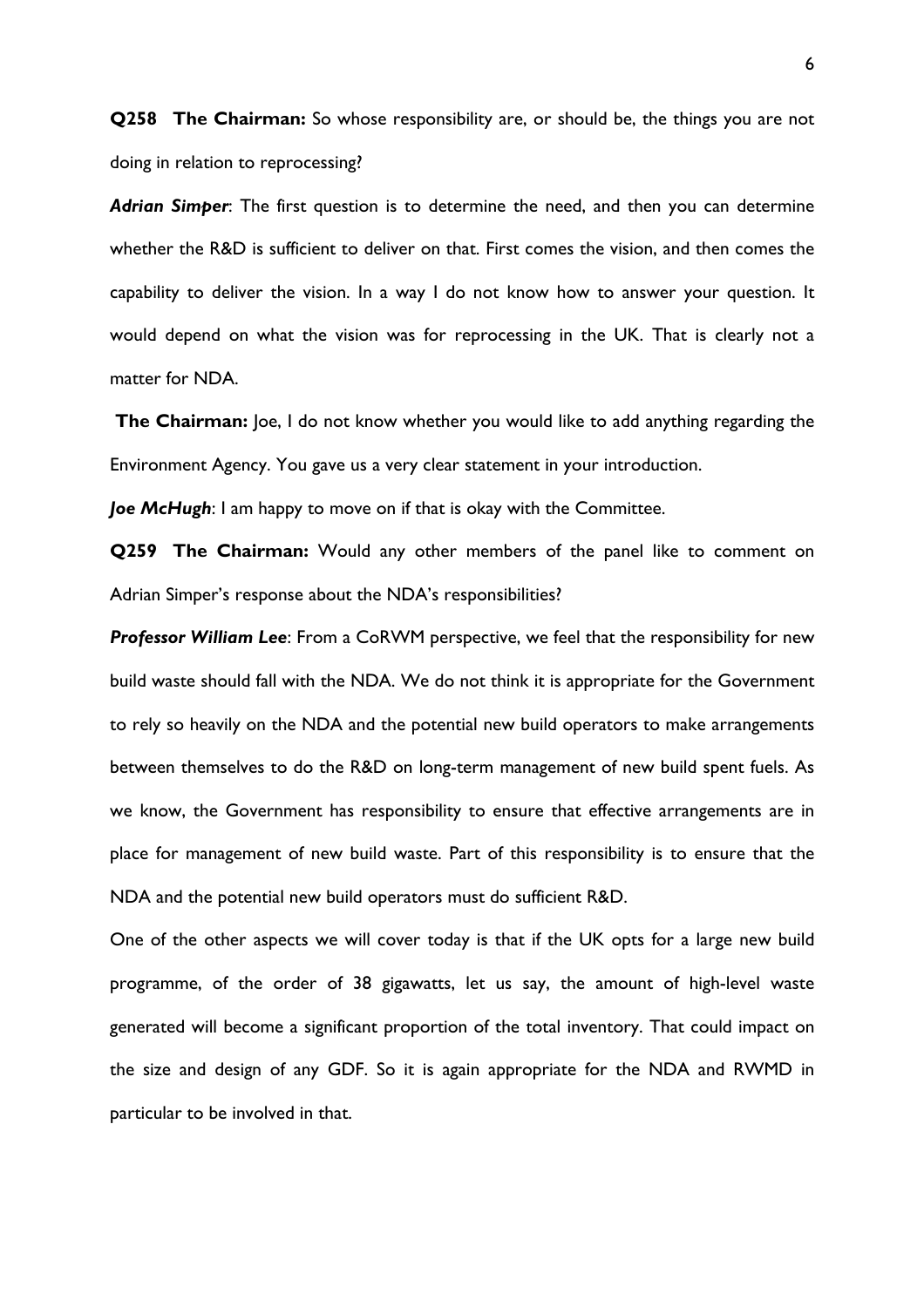**Q258 The Chairman:** So whose responsibility are, or should be, the things you are not doing in relation to reprocessing?

***Adrian Simper***: The first question is to determine the need, and then you can determine whether the R&D is sufficient to deliver on that. First comes the vision, and then comes the capability to deliver the vision. In a way I do not know how to answer your question. It would depend on what the vision was for reprocessing in the UK. That is clearly not a matter for NDA.

**The Chairman:** Joe, I do not know whether you would like to add anything regarding the Environment Agency. You gave us a very clear statement in your introduction.

***Joe McHugh***: I am happy to move on if that is okay with the Committee.

**Q259 The Chairman:** Would any other members of the panel like to comment on Adrian Simper's response about the NDA's responsibilities?

***Professor William Lee***: From a CoRWM perspective, we feel that the responsibility for new build waste should fall with the NDA. We do not think it is appropriate for the Government to rely so heavily on the NDA and the potential new build operators to make arrangements between themselves to do the R&D on long-term management of new build spent fuels. As we know, the Government has responsibility to ensure that effective arrangements are in place for management of new build waste. Part of this responsibility is to ensure that the NDA and the potential new build operators must do sufficient R&D.

One of the other aspects we will cover today is that if the UK opts for a large new build programme, of the order of 38 gigawatts, let us say, the amount of high-level waste generated will become a significant proportion of the total inventory. That could impact on the size and design of any GDF. So it is again appropriate for the NDA and RWMD in particular to be involved in that.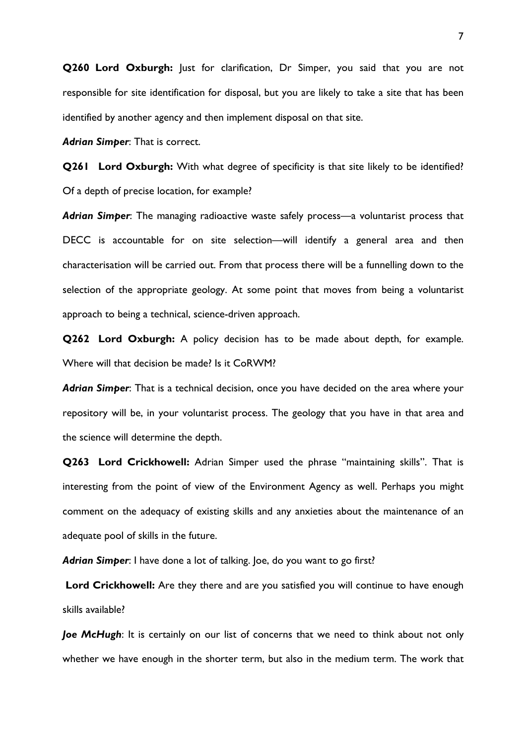**Q260 Lord Oxburgh:** Just for clarification, Dr Simper, you said that you are not responsible for site identification for disposal, but you are likely to take a site that has been identified by another agency and then implement disposal on that site.

***Adrian Simper***: That is correct.

**Q261 Lord Oxburgh:** With what degree of specificity is that site likely to be identified? Of a depth of precise location, for example?

***Adrian Simper***: The managing radioactive waste safely process—a voluntarist process that DECC is accountable for on site selection—will identify a general area and then characterisation will be carried out. From that process there will be a funnelling down to the selection of the appropriate geology. At some point that moves from being a voluntarist approach to being a technical, science-driven approach.

**Q262 Lord Oxburgh:** A policy decision has to be made about depth, for example. Where will that decision be made? Is it CoRWM?

***Adrian Simper***: That is a technical decision, once you have decided on the area where your repository will be, in your voluntarist process. The geology that you have in that area and the science will determine the depth.

**Q263 Lord Crickhowell:** Adrian Simper used the phrase "maintaining skills". That is interesting from the point of view of the Environment Agency as well. Perhaps you might comment on the adequacy of existing skills and any anxieties about the maintenance of an adequate pool of skills in the future.

***Adrian Simper***: I have done a lot of talking. Joe, do you want to go first?

**Lord Crickhowell:** Are they there and are you satisfied you will continue to have enough skills available?

***Joe McHugh***: It is certainly on our list of concerns that we need to think about not only whether we have enough in the shorter term, but also in the medium term. The work that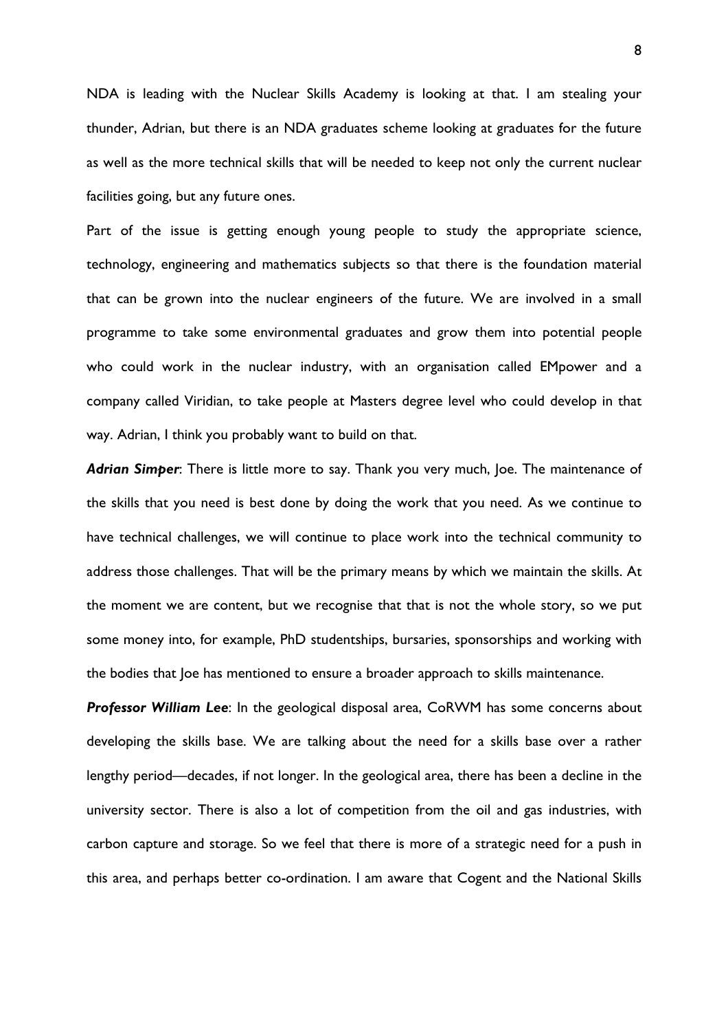NDA is leading with the Nuclear Skills Academy is looking at that. I am stealing your thunder, Adrian, but there is an NDA graduates scheme looking at graduates for the future as well as the more technical skills that will be needed to keep not only the current nuclear facilities going, but any future ones.

Part of the issue is getting enough young people to study the appropriate science, technology, engineering and mathematics subjects so that there is the foundation material that can be grown into the nuclear engineers of the future. We are involved in a small programme to take some environmental graduates and grow them into potential people who could work in the nuclear industry, with an organisation called EMpower and a company called Viridian, to take people at Masters degree level who could develop in that way. Adrian, I think you probably want to build on that.

***Adrian Simper***: There is little more to say. Thank you very much, Joe. The maintenance of the skills that you need is best done by doing the work that you need. As we continue to have technical challenges, we will continue to place work into the technical community to address those challenges. That will be the primary means by which we maintain the skills. At the moment we are content, but we recognise that that is not the whole story, so we put some money into, for example, PhD studentships, bursaries, sponsorships and working with the bodies that Joe has mentioned to ensure a broader approach to skills maintenance.

***Professor William Lee***: In the geological disposal area, CoRWM has some concerns about developing the skills base. We are talking about the need for a skills base over a rather lengthy period—decades, if not longer. In the geological area, there has been a decline in the university sector. There is also a lot of competition from the oil and gas industries, with carbon capture and storage. So we feel that there is more of a strategic need for a push in this area, and perhaps better co-ordination. I am aware that Cogent and the National Skills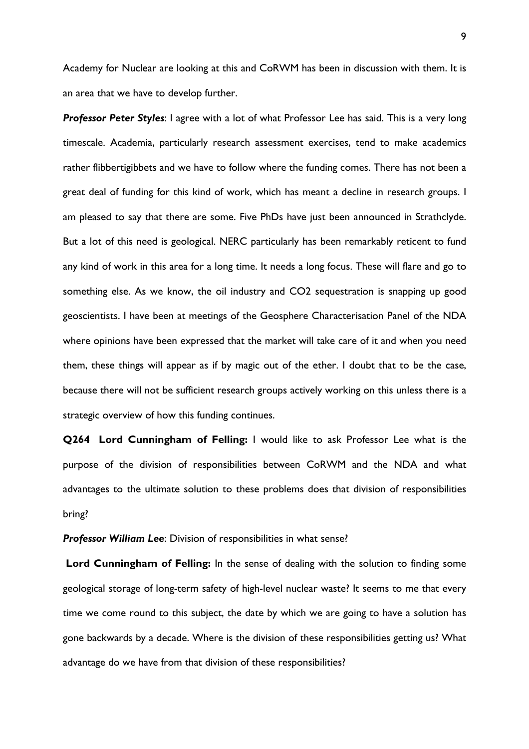Academy for Nuclear are looking at this and CoRWM has been in discussion with them. It is an area that we have to develop further.

***Professor Peter Styles***: I agree with a lot of what Professor Lee has said. This is a very long timescale. Academia, particularly research assessment exercises, tend to make academics rather flibbertigibbets and we have to follow where the funding comes. There has not been a great deal of funding for this kind of work, which has meant a decline in research groups. I am pleased to say that there are some. Five PhDs have just been announced in Strathclyde. But a lot of this need is geological. NERC particularly has been remarkably reticent to fund any kind of work in this area for a long time. It needs a long focus. These will flare and go to something else. As we know, the oil industry and CO2 sequestration is snapping up good geoscientists. I have been at meetings of the Geosphere Characterisation Panel of the NDA where opinions have been expressed that the market will take care of it and when you need them, these things will appear as if by magic out of the ether. I doubt that to be the case, because there will not be sufficient research groups actively working on this unless there is a strategic overview of how this funding continues.

**Q264 Lord Cunningham of Felling:** I would like to ask Professor Lee what is the purpose of the division of responsibilities between CoRWM and the NDA and what advantages to the ultimate solution to these problems does that division of responsibilities bring?

***Professor William Lee***: Division of responsibilities in what sense?

**Lord Cunningham of Felling:** In the sense of dealing with the solution to finding some geological storage of long-term safety of high-level nuclear waste? It seems to me that every time we come round to this subject, the date by which we are going to have a solution has gone backwards by a decade. Where is the division of these responsibilities getting us? What advantage do we have from that division of these responsibilities?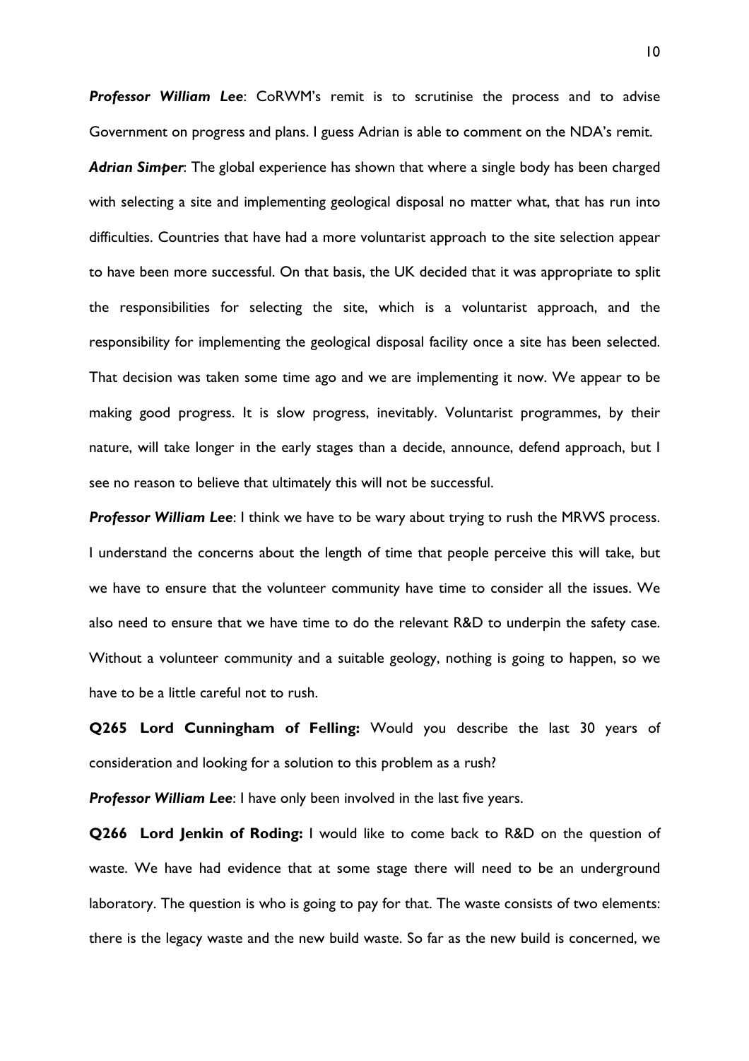***Professor William Lee***: CoRWM's remit is to scrutinise the process and to advise Government on progress and plans. I guess Adrian is able to comment on the NDA's remit.

***Adrian Simper***: The global experience has shown that where a single body has been charged with selecting a site and implementing geological disposal no matter what, that has run into difficulties. Countries that have had a more voluntarist approach to the site selection appear to have been more successful. On that basis, the UK decided that it was appropriate to split the responsibilities for selecting the site, which is a voluntarist approach, and the responsibility for implementing the geological disposal facility once a site has been selected. That decision was taken some time ago and we are implementing it now. We appear to be making good progress. It is slow progress, inevitably. Voluntarist programmes, by their nature, will take longer in the early stages than a decide, announce, defend approach, but I see no reason to believe that ultimately this will not be successful.

***Professor William Lee***: I think we have to be wary about trying to rush the MRWS process. I understand the concerns about the length of time that people perceive this will take, but we have to ensure that the volunteer community have time to consider all the issues. We also need to ensure that we have time to do the relevant R&D to underpin the safety case. Without a volunteer community and a suitable geology, nothing is going to happen, so we have to be a little careful not to rush.

**Q265 Lord Cunningham of Felling:** Would you describe the last 30 years of consideration and looking for a solution to this problem as a rush?

***Professor William Lee***: I have only been involved in the last five years.

**Q266 Lord Jenkin of Roding:** I would like to come back to R&D on the question of waste. We have had evidence that at some stage there will need to be an underground laboratory. The question is who is going to pay for that. The waste consists of two elements: there is the legacy waste and the new build waste. So far as the new build is concerned, we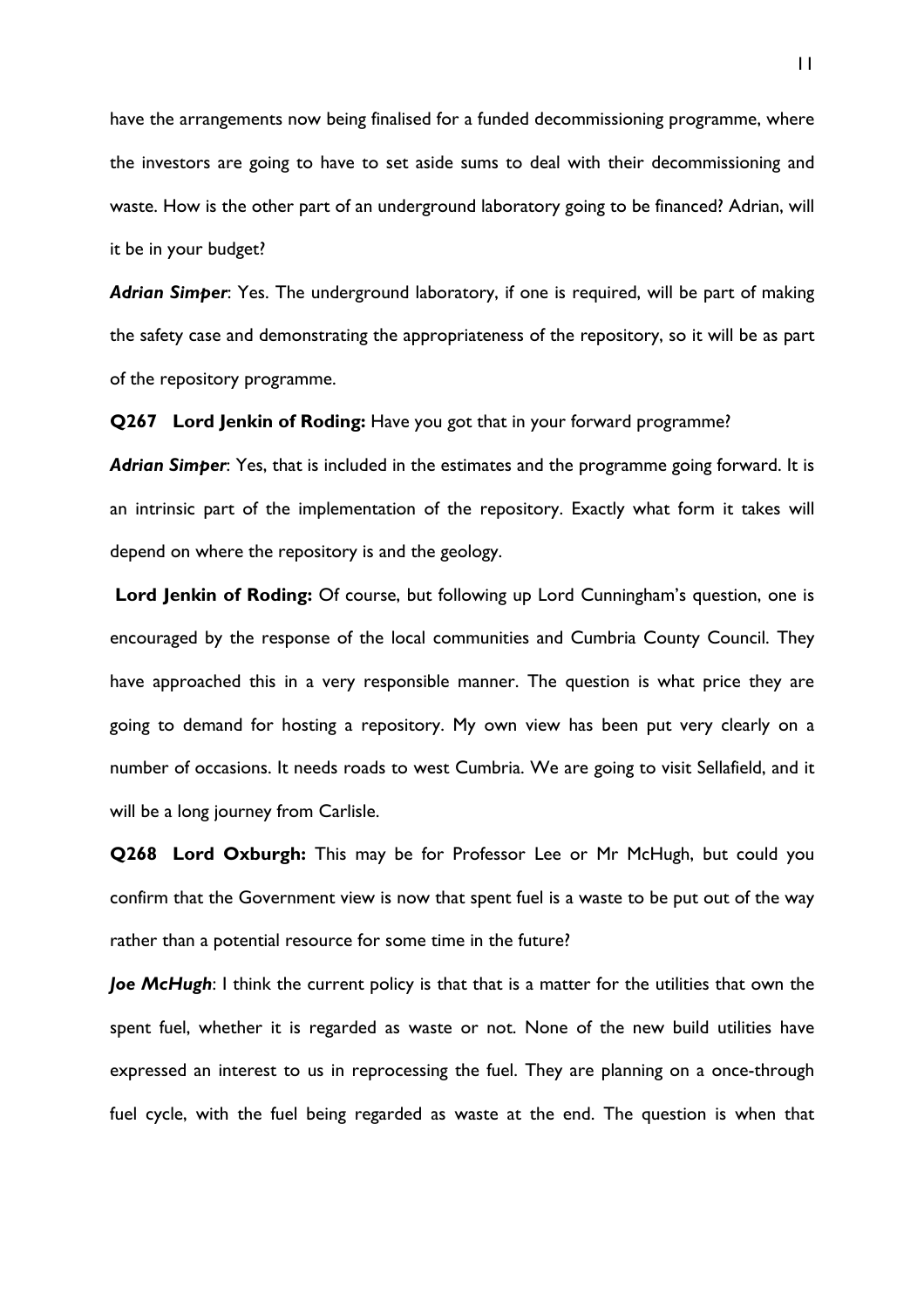have the arrangements now being finalised for a funded decommissioning programme, where the investors are going to have to set aside sums to deal with their decommissioning and waste. How is the other part of an underground laboratory going to be financed? Adrian, will it be in your budget?

***Adrian Simper***: Yes. The underground laboratory, if one is required, will be part of making the safety case and demonstrating the appropriateness of the repository, so it will be as part of the repository programme.

**Q267 Lord Jenkin of Roding:** Have you got that in your forward programme?

***Adrian Simper***: Yes, that is included in the estimates and the programme going forward. It is an intrinsic part of the implementation of the repository. Exactly what form it takes will depend on where the repository is and the geology.

**Lord Jenkin of Roding:** Of course, but following up Lord Cunningham's question, one is encouraged by the response of the local communities and Cumbria County Council. They have approached this in a very responsible manner. The question is what price they are going to demand for hosting a repository. My own view has been put very clearly on a number of occasions. It needs roads to west Cumbria. We are going to visit Sellafield, and it will be a long journey from Carlisle.

**Q268 Lord Oxburgh:** This may be for Professor Lee or Mr McHugh, but could you confirm that the Government view is now that spent fuel is a waste to be put out of the way rather than a potential resource for some time in the future?

***Joe McHugh***: I think the current policy is that that is a matter for the utilities that own the spent fuel, whether it is regarded as waste or not. None of the new build utilities have expressed an interest to us in reprocessing the fuel. They are planning on a once-through fuel cycle, with the fuel being regarded as waste at the end. The question is when that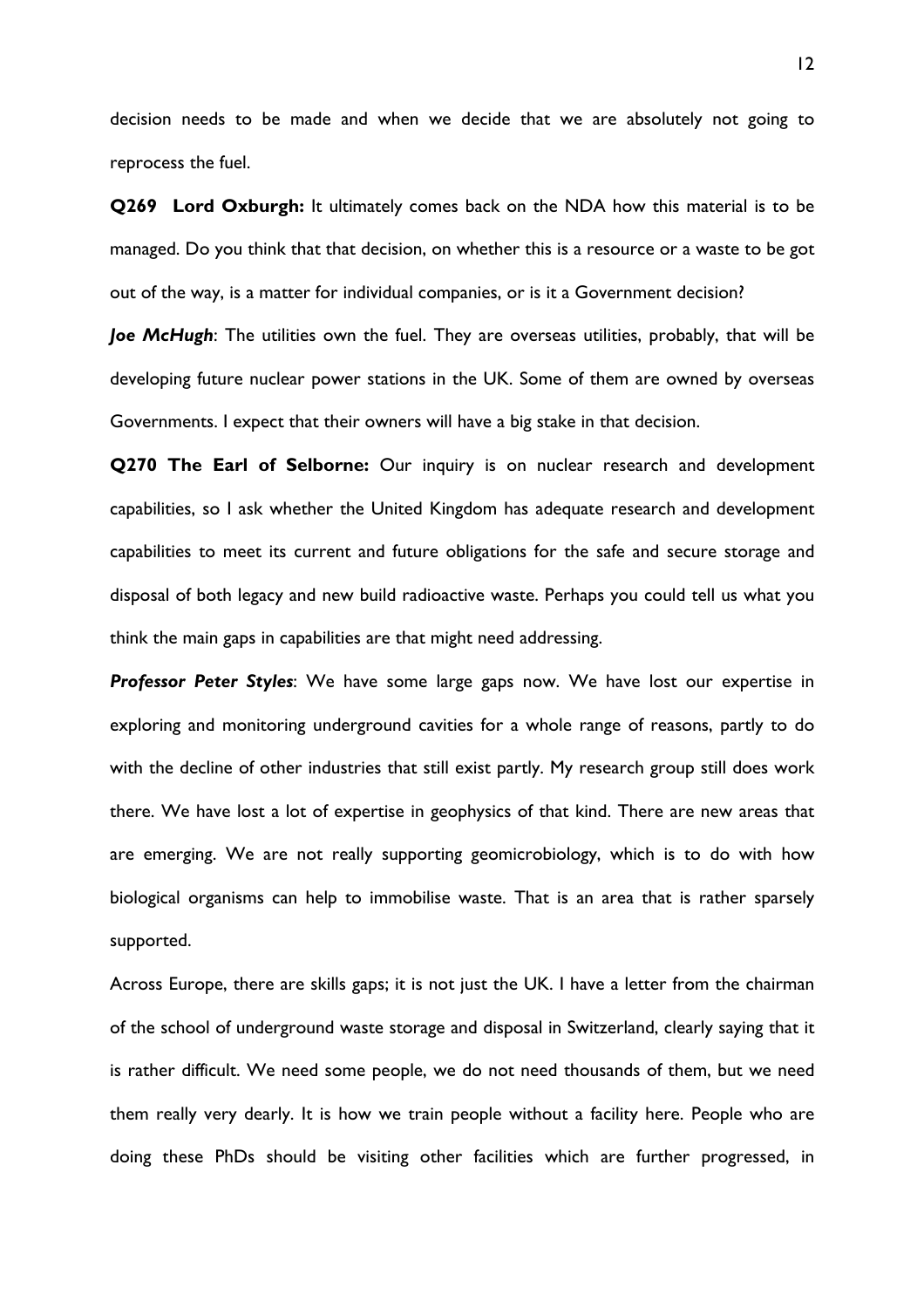decision needs to be made and when we decide that we are absolutely not going to reprocess the fuel.

**Q269 Lord Oxburgh:** It ultimately comes back on the NDA how this material is to be managed. Do you think that that decision, on whether this is a resource or a waste to be got out of the way, is a matter for individual companies, or is it a Government decision?

***Joe McHugh***: The utilities own the fuel. They are overseas utilities, probably, that will be developing future nuclear power stations in the UK. Some of them are owned by overseas Governments. I expect that their owners will have a big stake in that decision.

**Q270 The Earl of Selborne:** Our inquiry is on nuclear research and development capabilities, so I ask whether the United Kingdom has adequate research and development capabilities to meet its current and future obligations for the safe and secure storage and disposal of both legacy and new build radioactive waste. Perhaps you could tell us what you think the main gaps in capabilities are that might need addressing.

***Professor Peter Styles***: We have some large gaps now. We have lost our expertise in exploring and monitoring underground cavities for a whole range of reasons, partly to do with the decline of other industries that still exist partly. My research group still does work there. We have lost a lot of expertise in geophysics of that kind. There are new areas that are emerging. We are not really supporting geomicrobiology, which is to do with how biological organisms can help to immobilise waste. That is an area that is rather sparsely supported.

Across Europe, there are skills gaps; it is not just the UK. I have a letter from the chairman of the school of underground waste storage and disposal in Switzerland, clearly saying that it is rather difficult. We need some people, we do not need thousands of them, but we need them really very dearly. It is how we train people without a facility here. People who are doing these PhDs should be visiting other facilities which are further progressed, in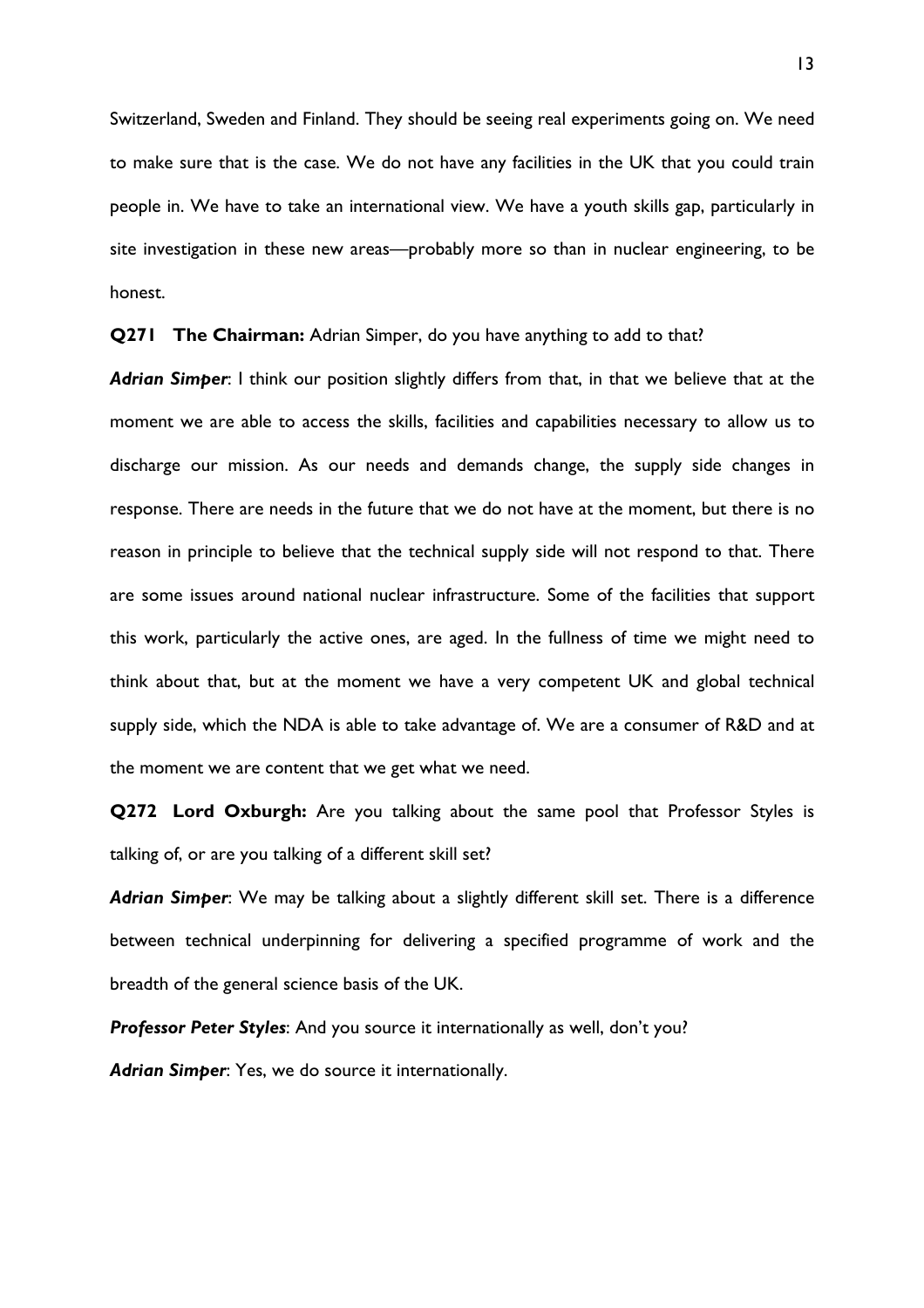Switzerland, Sweden and Finland. They should be seeing real experiments going on. We need to make sure that is the case. We do not have any facilities in the UK that you could train people in. We have to take an international view. We have a youth skills gap, particularly in site investigation in these new areas—probably more so than in nuclear engineering, to be honest.

**Q271 The Chairman:** Adrian Simper, do you have anything to add to that?

***Adrian Simper***: I think our position slightly differs from that, in that we believe that at the moment we are able to access the skills, facilities and capabilities necessary to allow us to discharge our mission. As our needs and demands change, the supply side changes in response. There are needs in the future that we do not have at the moment, but there is no reason in principle to believe that the technical supply side will not respond to that. There are some issues around national nuclear infrastructure. Some of the facilities that support this work, particularly the active ones, are aged. In the fullness of time we might need to think about that, but at the moment we have a very competent UK and global technical supply side, which the NDA is able to take advantage of. We are a consumer of R&D and at the moment we are content that we get what we need.

**Q272 Lord Oxburgh:** Are you talking about the same pool that Professor Styles is talking of, or are you talking of a different skill set?

***Adrian Simper***: We may be talking about a slightly different skill set. There is a difference between technical underpinning for delivering a specified programme of work and the breadth of the general science basis of the UK.

***Professor Peter Styles***: And you source it internationally as well, don't you?

***Adrian Simper***: Yes, we do source it internationally.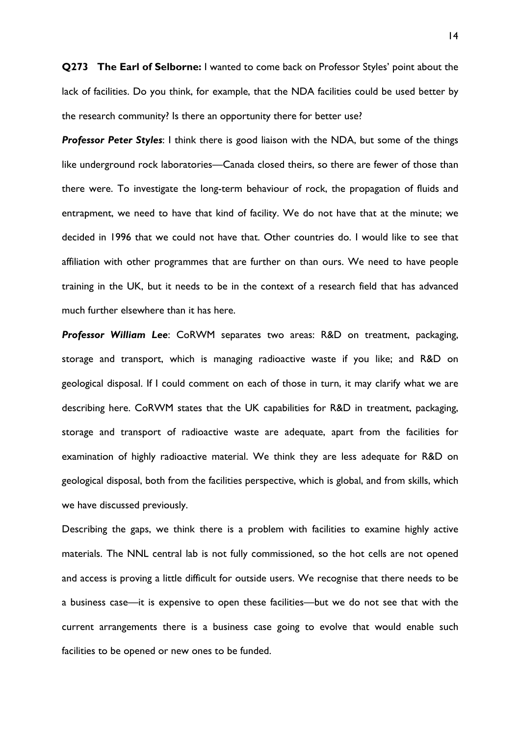**Q273 The Earl of Selborne:** I wanted to come back on Professor Styles' point about the lack of facilities. Do you think, for example, that the NDA facilities could be used better by the research community? Is there an opportunity there for better use?

***Professor Peter Styles***: I think there is good liaison with the NDA, but some of the things like underground rock laboratories—Canada closed theirs, so there are fewer of those than there were. To investigate the long-term behaviour of rock, the propagation of fluids and entrapment, we need to have that kind of facility. We do not have that at the minute; we decided in 1996 that we could not have that. Other countries do. I would like to see that affiliation with other programmes that are further on than ours. We need to have people training in the UK, but it needs to be in the context of a research field that has advanced much further elsewhere than it has here.

***Professor William Lee***: CoRWM separates two areas: R&D on treatment, packaging, storage and transport, which is managing radioactive waste if you like; and R&D on geological disposal. If I could comment on each of those in turn, it may clarify what we are describing here. CoRWM states that the UK capabilities for R&D in treatment, packaging, storage and transport of radioactive waste are adequate, apart from the facilities for examination of highly radioactive material. We think they are less adequate for R&D on geological disposal, both from the facilities perspective, which is global, and from skills, which we have discussed previously.

Describing the gaps, we think there is a problem with facilities to examine highly active materials. The NNL central lab is not fully commissioned, so the hot cells are not opened and access is proving a little difficult for outside users. We recognise that there needs to be a business case—it is expensive to open these facilities—but we do not see that with the current arrangements there is a business case going to evolve that would enable such facilities to be opened or new ones to be funded.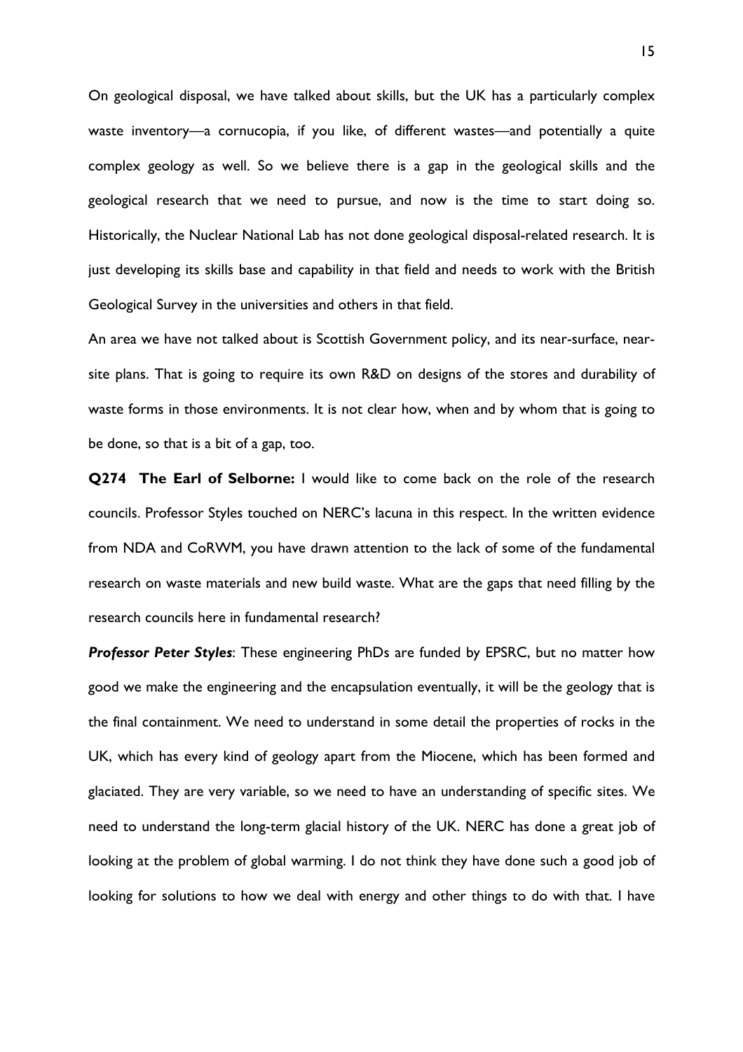On geological disposal, we have talked about skills, but the UK has a particularly complex waste inventory—a cornucopia, if you like, of different wastes—and potentially a quite complex geology as well. So we believe there is a gap in the geological skills and the geological research that we need to pursue, and now is the time to start doing so. Historically, the Nuclear National Lab has not done geological disposal-related research. It is just developing its skills base and capability in that field and needs to work with the British Geological Survey in the universities and others in that field.

An area we have not talked about is Scottish Government policy, and its near-surface, near-site plans. That is going to require its own R&D on designs of the stores and durability of waste forms in those environments. It is not clear how, when and by whom that is going to be done, so that is a bit of a gap, too.

**Q274 The Earl of Selborne:** I would like to come back on the role of the research councils. Professor Styles touched on NERC's lacuna in this respect. In the written evidence from NDA and CoRWM, you have drawn attention to the lack of some of the fundamental research on waste materials and new build waste. What are the gaps that need filling by the research councils here in fundamental research?

***Professor Peter Styles***: These engineering PhDs are funded by EPSRC, but no matter how good we make the engineering and the encapsulation eventually, it will be the geology that is the final containment. We need to understand in some detail the properties of rocks in the UK, which has every kind of geology apart from the Miocene, which has been formed and glaciated. They are very variable, so we need to have an understanding of specific sites. We need to understand the long-term glacial history of the UK. NERC has done a great job of looking at the problem of global warming. I do not think they have done such a good job of looking for solutions to how we deal with energy and other things to do with that. I have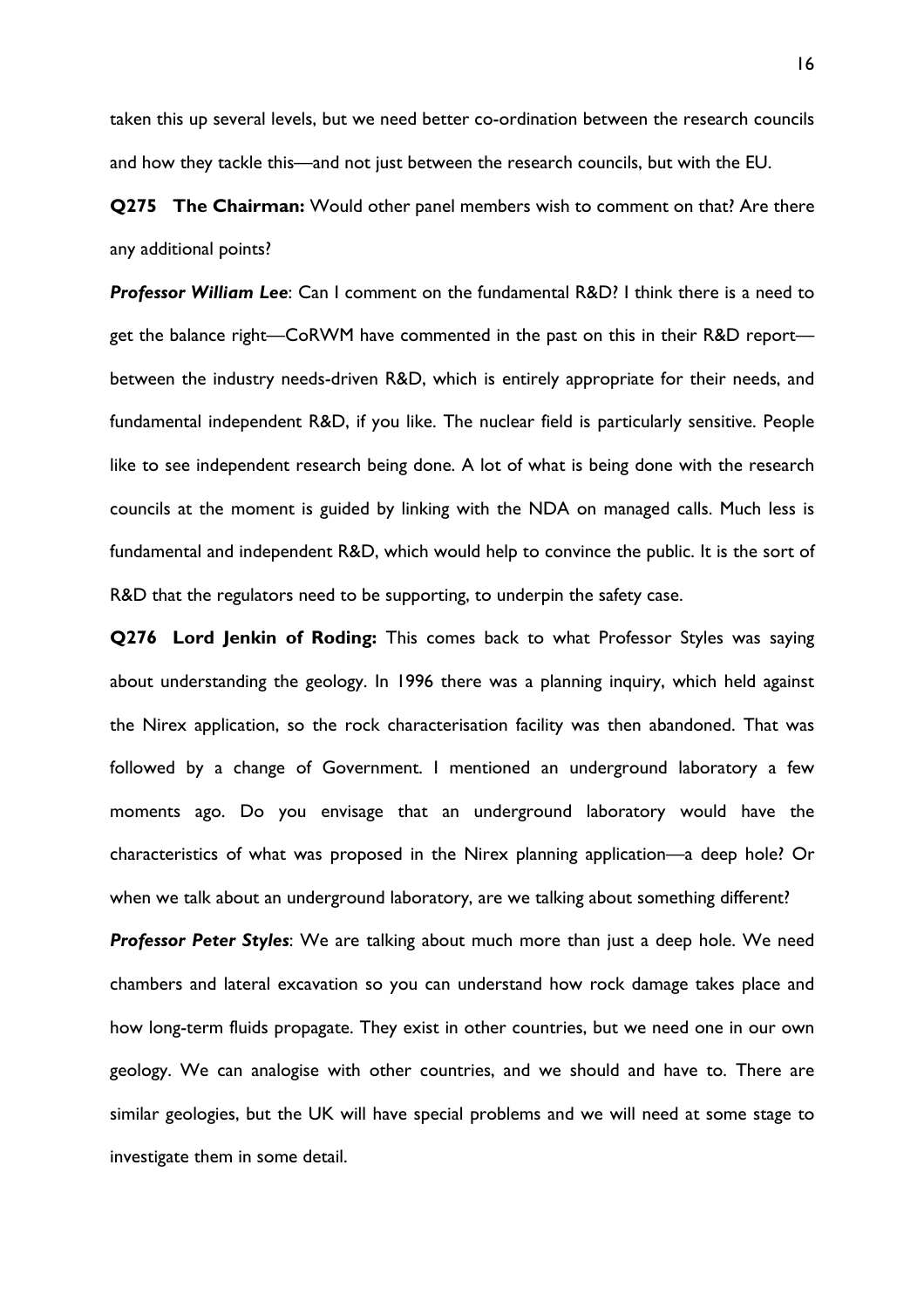taken this up several levels, but we need better co-ordination between the research councils and how they tackle this—and not just between the research councils, but with the EU.

**Q275 The Chairman:** Would other panel members wish to comment on that? Are there any additional points?

***Professor William Lee***: Can I comment on the fundamental R&D? I think there is a need to get the balance right—CoRWM have commented in the past on this in their R&D report—between the industry needs-driven R&D, which is entirely appropriate for their needs, and fundamental independent R&D, if you like. The nuclear field is particularly sensitive. People like to see independent research being done. A lot of what is being done with the research councils at the moment is guided by linking with the NDA on managed calls. Much less is fundamental and independent R&D, which would help to convince the public. It is the sort of R&D that the regulators need to be supporting, to underpin the safety case.

**Q276 Lord Jenkin of Roding:** This comes back to what Professor Styles was saying about understanding the geology. In 1996 there was a planning inquiry, which held against the Nirex application, so the rock characterisation facility was then abandoned. That was followed by a change of Government. I mentioned an underground laboratory a few moments ago. Do you envisage that an underground laboratory would have the characteristics of what was proposed in the Nirex planning application—a deep hole? Or when we talk about an underground laboratory, are we talking about something different?

***Professor Peter Styles***: We are talking about much more than just a deep hole. We need chambers and lateral excavation so you can understand how rock damage takes place and how long-term fluids propagate. They exist in other countries, but we need one in our own geology. We can analogise with other countries, and we should and have to. There are similar geologies, but the UK will have special problems and we will need at some stage to investigate them in some detail.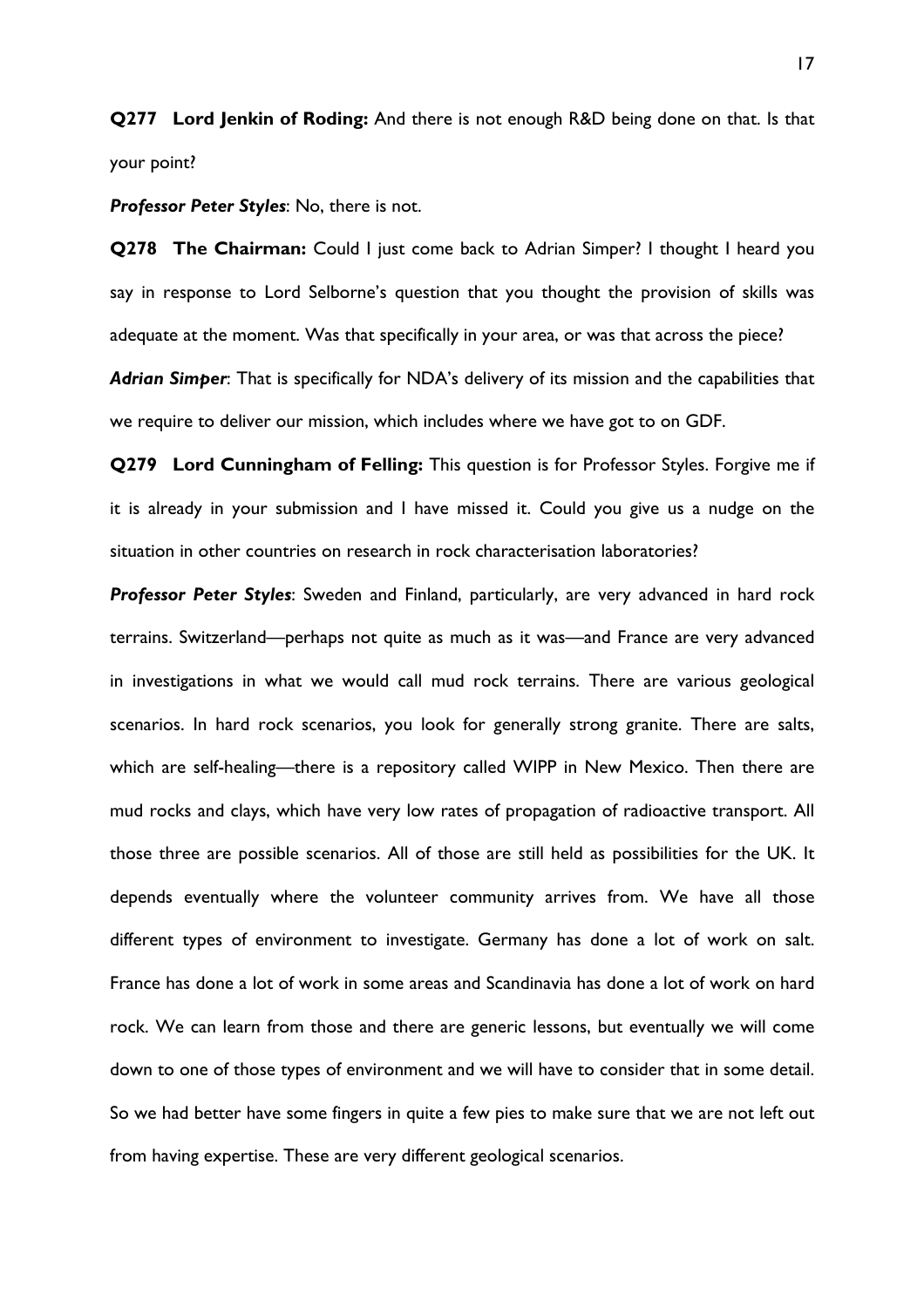**Q277 Lord Jenkin of Roding:** And there is not enough R&D being done on that. Is that your point?

***Professor Peter Styles***: No, there is not.

**Q278 The Chairman:** Could I just come back to Adrian Simper? I thought I heard you say in response to Lord Selborne's question that you thought the provision of skills was adequate at the moment. Was that specifically in your area, or was that across the piece?

***Adrian Simper***: That is specifically for NDA's delivery of its mission and the capabilities that we require to deliver our mission, which includes where we have got to on GDF.

**Q279 Lord Cunningham of Felling:** This question is for Professor Styles. Forgive me if it is already in your submission and I have missed it. Could you give us a nudge on the situation in other countries on research in rock characterisation laboratories?

***Professor Peter Styles***: Sweden and Finland, particularly, are very advanced in hard rock terrains. Switzerland—perhaps not quite as much as it was—and France are very advanced in investigations in what we would call mud rock terrains. There are various geological scenarios. In hard rock scenarios, you look for generally strong granite. There are salts, which are self-healing—there is a repository called WIPP in New Mexico. Then there are mud rocks and clays, which have very low rates of propagation of radioactive transport. All those three are possible scenarios. All of those are still held as possibilities for the UK. It depends eventually where the volunteer community arrives from. We have all those different types of environment to investigate. Germany has done a lot of work on salt. France has done a lot of work in some areas and Scandinavia has done a lot of work on hard rock. We can learn from those and there are generic lessons, but eventually we will come down to one of those types of environment and we will have to consider that in some detail. So we had better have some fingers in quite a few pies to make sure that we are not left out from having expertise. These are very different geological scenarios.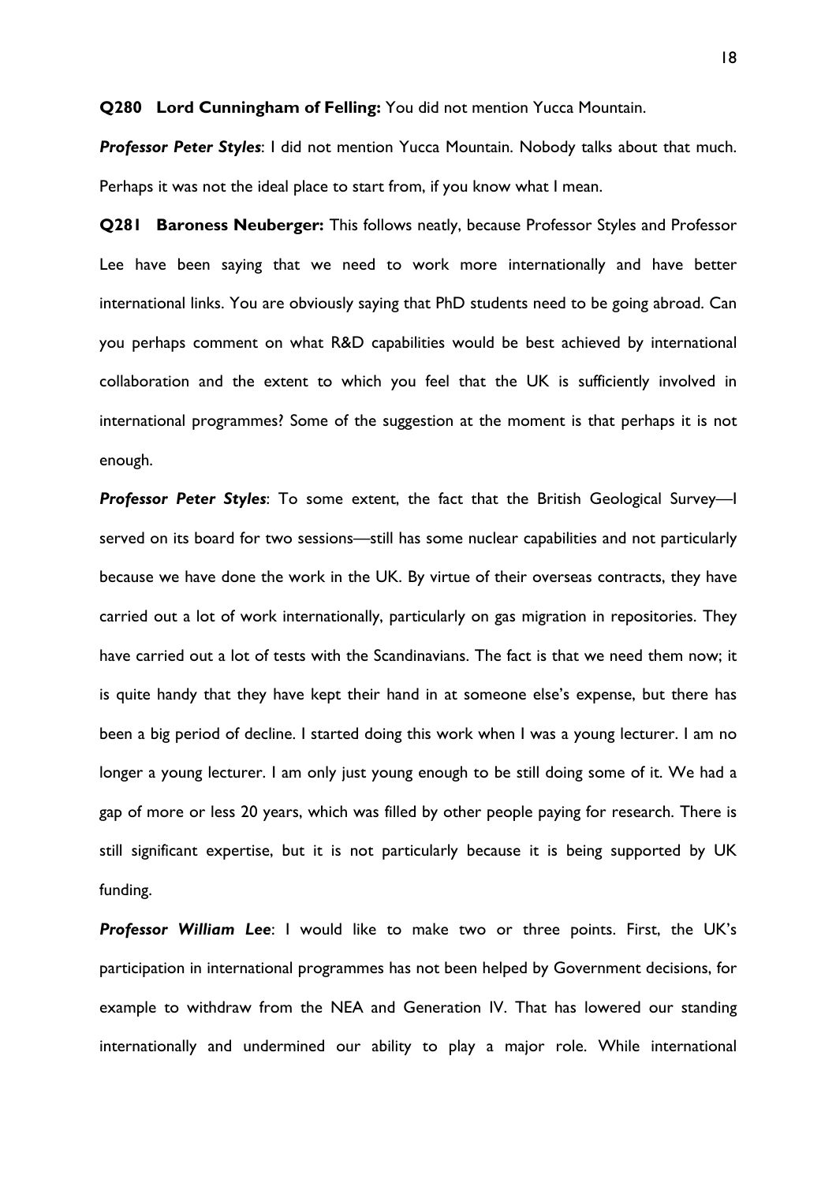**Q280 Lord Cunningham of Felling:** You did not mention Yucca Mountain.

***Professor Peter Styles***: I did not mention Yucca Mountain. Nobody talks about that much. Perhaps it was not the ideal place to start from, if you know what I mean.

**Q281 Baroness Neuberger:** This follows neatly, because Professor Styles and Professor Lee have been saying that we need to work more internationally and have better international links. You are obviously saying that PhD students need to be going abroad. Can you perhaps comment on what R&D capabilities would be best achieved by international collaboration and the extent to which you feel that the UK is sufficiently involved in international programmes? Some of the suggestion at the moment is that perhaps it is not enough.

***Professor Peter Styles***: To some extent, the fact that the British Geological Survey—I served on its board for two sessions—still has some nuclear capabilities and not particularly because we have done the work in the UK. By virtue of their overseas contracts, they have carried out a lot of work internationally, particularly on gas migration in repositories. They have carried out a lot of tests with the Scandinavians. The fact is that we need them now; it is quite handy that they have kept their hand in at someone else's expense, but there has been a big period of decline. I started doing this work when I was a young lecturer. I am no longer a young lecturer. I am only just young enough to be still doing some of it. We had a gap of more or less 20 years, which was filled by other people paying for research. There is still significant expertise, but it is not particularly because it is being supported by UK funding.

***Professor William Lee***: I would like to make two or three points. First, the UK's participation in international programmes has not been helped by Government decisions, for example to withdraw from the NEA and Generation IV. That has lowered our standing internationally and undermined our ability to play a major role. While international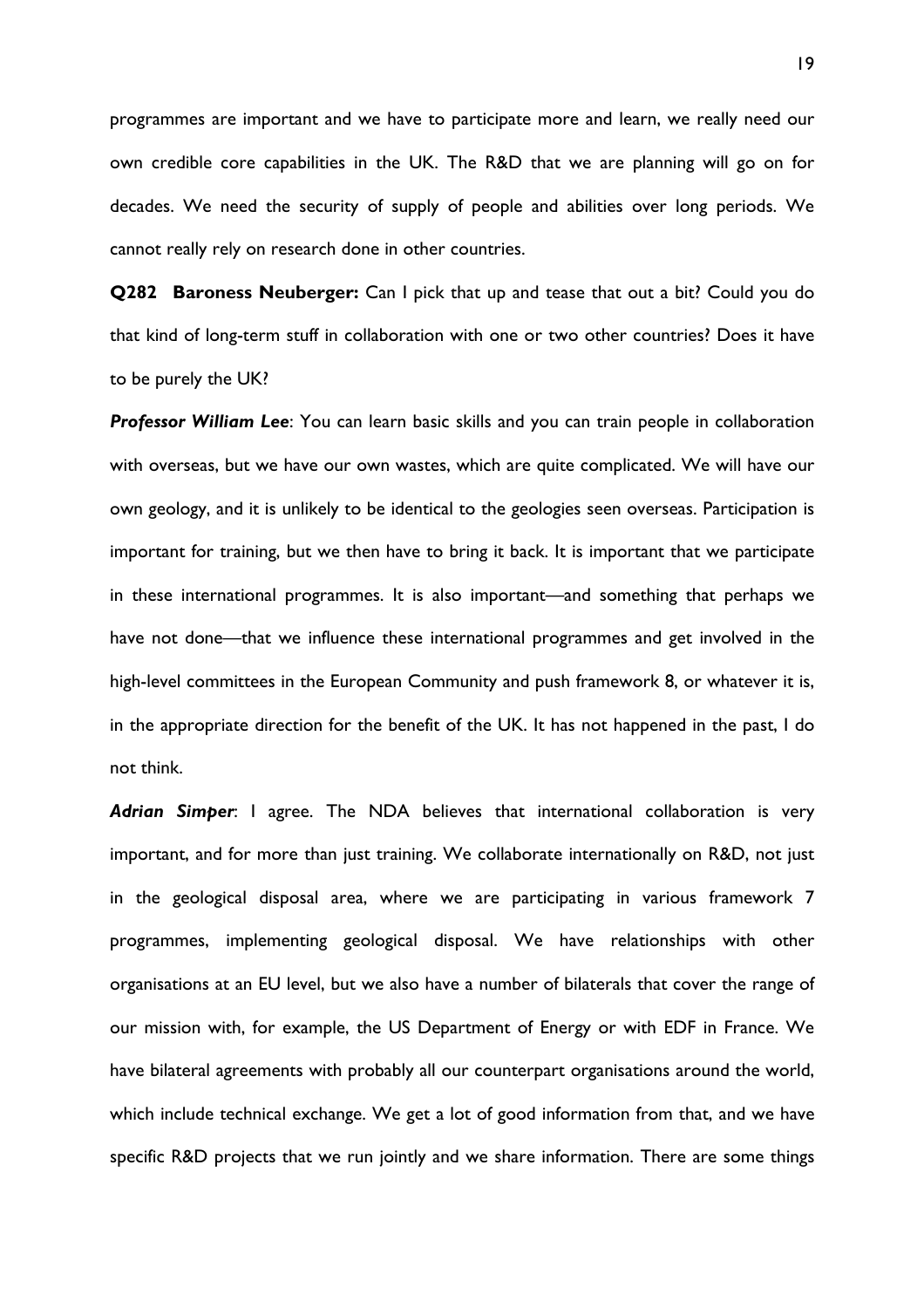programmes are important and we have to participate more and learn, we really need our own credible core capabilities in the UK. The R&D that we are planning will go on for decades. We need the security of supply of people and abilities over long periods. We cannot really rely on research done in other countries.

**Q282 Baroness Neuberger:** Can I pick that up and tease that out a bit? Could you do that kind of long-term stuff in collaboration with one or two other countries? Does it have to be purely the UK?

***Professor William Lee***: You can learn basic skills and you can train people in collaboration with overseas, but we have our own wastes, which are quite complicated. We will have our own geology, and it is unlikely to be identical to the geologies seen overseas. Participation is important for training, but we then have to bring it back. It is important that we participate in these international programmes. It is also important—and something that perhaps we have not done—that we influence these international programmes and get involved in the high-level committees in the European Community and push framework 8, or whatever it is, in the appropriate direction for the benefit of the UK. It has not happened in the past, I do not think.

***Adrian Simper***: I agree. The NDA believes that international collaboration is very important, and for more than just training. We collaborate internationally on R&D, not just in the geological disposal area, where we are participating in various framework 7 programmes, implementing geological disposal. We have relationships with other organisations at an EU level, but we also have a number of bilaterals that cover the range of our mission with, for example, the US Department of Energy or with EDF in France. We have bilateral agreements with probably all our counterpart organisations around the world, which include technical exchange. We get a lot of good information from that, and we have specific R&D projects that we run jointly and we share information. There are some things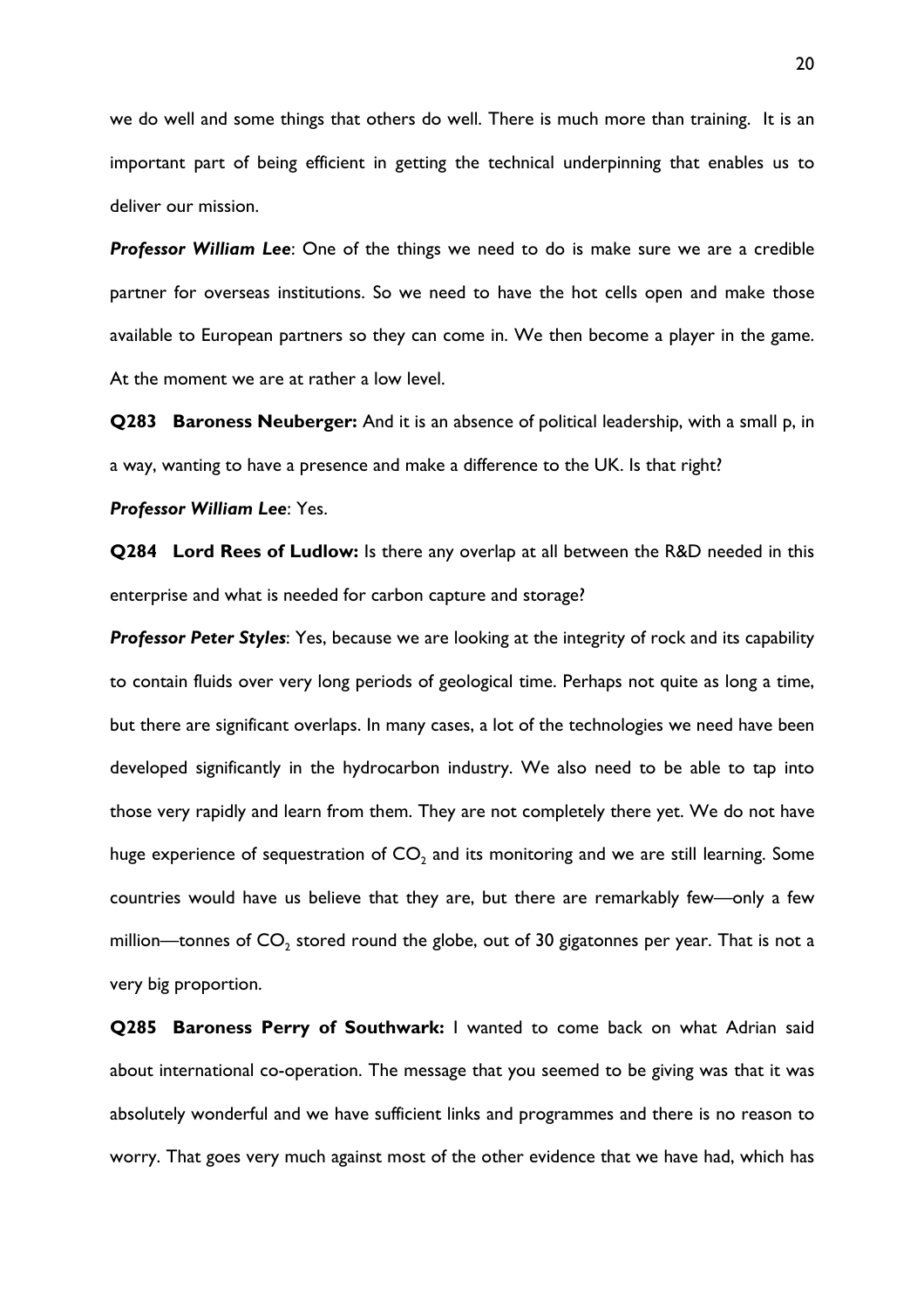we do well and some things that others do well. There is much more than training. It is an important part of being efficient in getting the technical underpinning that enables us to deliver our mission.

***Professor William Lee***: One of the things we need to do is make sure we are a credible partner for overseas institutions. So we need to have the hot cells open and make those available to European partners so they can come in. We then become a player in the game. At the moment we are at rather a low level.

**Q283 Baroness Neuberger:** And it is an absence of political leadership, with a small p, in a way, wanting to have a presence and make a difference to the UK. Is that right?

***Professor William Lee***: Yes.

**Q284 Lord Rees of Ludlow:** Is there any overlap at all between the R&D needed in this enterprise and what is needed for carbon capture and storage?

***Professor Peter Styles***: Yes, because we are looking at the integrity of rock and its capability to contain fluids over very long periods of geological time. Perhaps not quite as long a time, but there are significant overlaps. In many cases, a lot of the technologies we need have been developed significantly in the hydrocarbon industry. We also need to be able to tap into those very rapidly and learn from them. They are not completely there yet. We do not have huge experience of sequestration of $CO_2$ and its monitoring and we are still learning. Some countries would have us believe that they are, but there are remarkably few—only a few million—tonnes of $CO_2$ stored round the globe, out of 30 gigatonnes per year. That is not a very big proportion.

**Q285 Baroness Perry of Southwark:** I wanted to come back on what Adrian said about international co-operation. The message that you seemed to be giving was that it was absolutely wonderful and we have sufficient links and programmes and there is no reason to worry. That goes very much against most of the other evidence that we have had, which has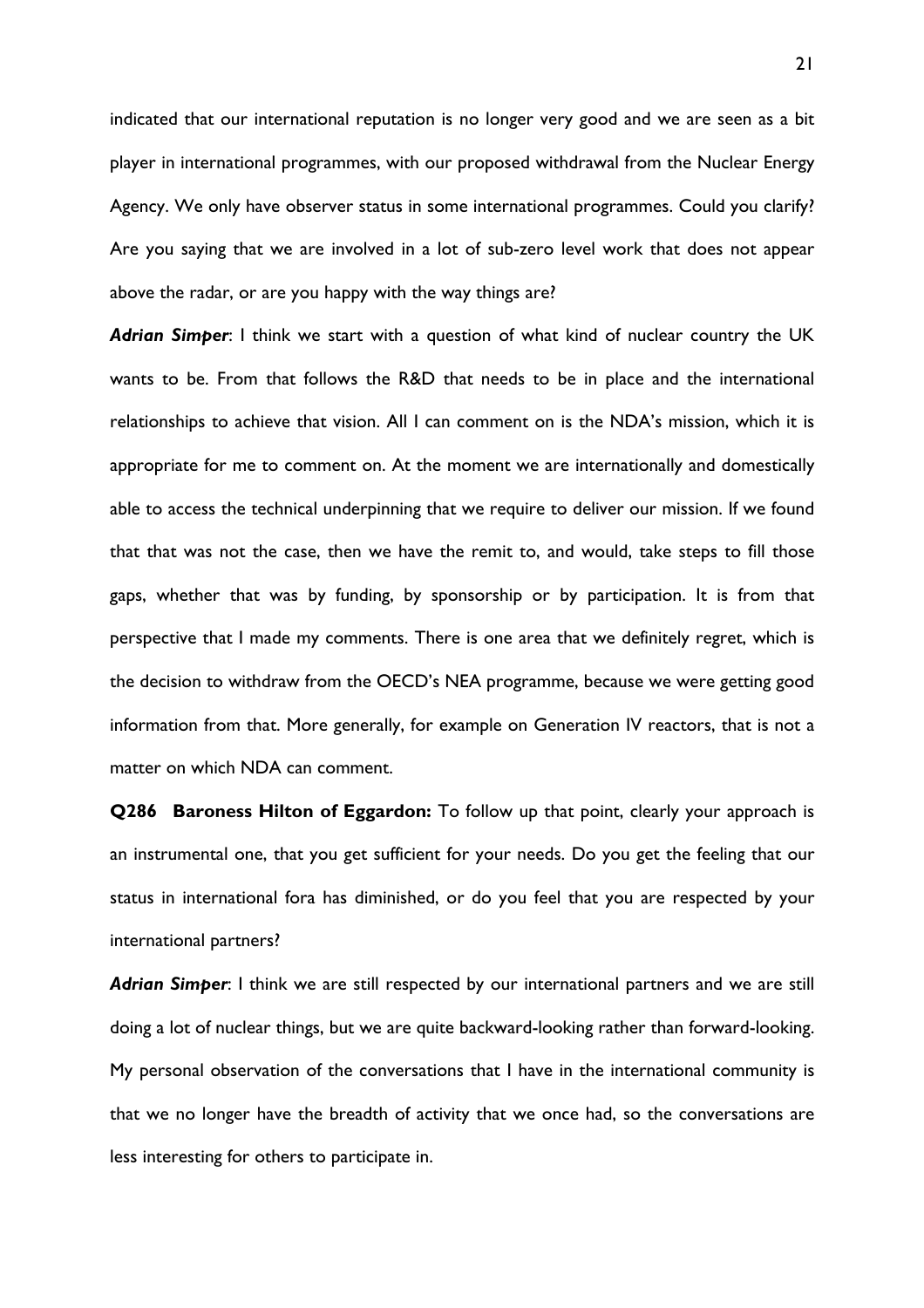indicated that our international reputation is no longer very good and we are seen as a bit player in international programmes, with our proposed withdrawal from the Nuclear Energy Agency. We only have observer status in some international programmes. Could you clarify? Are you saying that we are involved in a lot of sub-zero level work that does not appear above the radar, or are you happy with the way things are?

***Adrian Simper***: I think we start with a question of what kind of nuclear country the UK wants to be. From that follows the R&D that needs to be in place and the international relationships to achieve that vision. All I can comment on is the NDA's mission, which it is appropriate for me to comment on. At the moment we are internationally and domestically able to access the technical underpinning that we require to deliver our mission. If we found that that was not the case, then we have the remit to, and would, take steps to fill those gaps, whether that was by funding, by sponsorship or by participation. It is from that perspective that I made my comments. There is one area that we definitely regret, which is the decision to withdraw from the OECD's NEA programme, because we were getting good information from that. More generally, for example on Generation IV reactors, that is not a matter on which NDA can comment.

**Q286 Baroness Hilton of Eggardon:** To follow up that point, clearly your approach is an instrumental one, that you get sufficient for your needs. Do you get the feeling that our status in international fora has diminished, or do you feel that you are respected by your international partners?

***Adrian Simper***: I think we are still respected by our international partners and we are still doing a lot of nuclear things, but we are quite backward-looking rather than forward-looking. My personal observation of the conversations that I have in the international community is that we no longer have the breadth of activity that we once had, so the conversations are less interesting for others to participate in.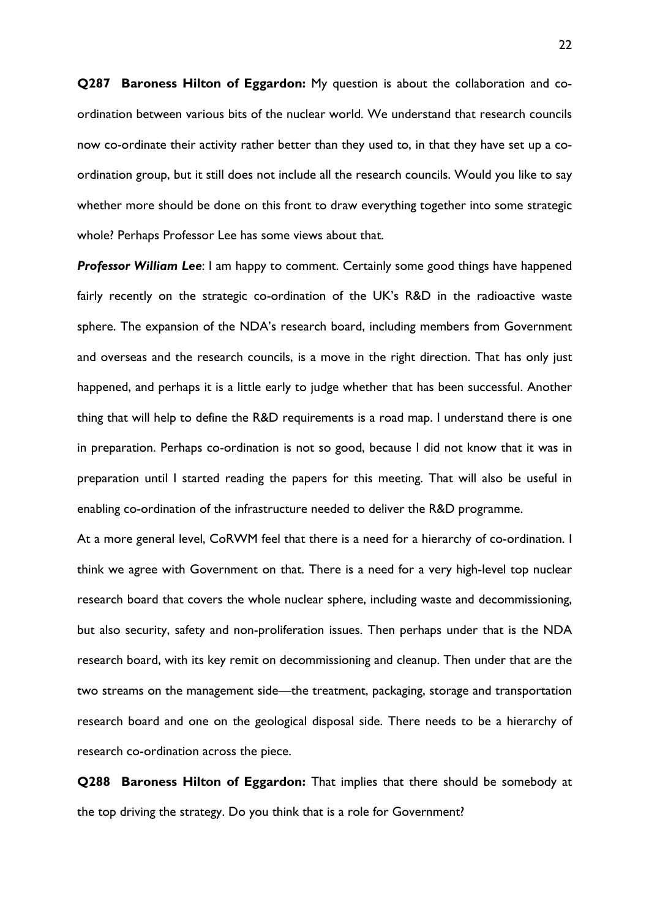**Q287 Baroness Hilton of Eggardon:** My question is about the collaboration and co-ordination between various bits of the nuclear world. We understand that research councils now co-ordinate their activity rather better than they used to, in that they have set up a co-ordination group, but it still does not include all the research councils. Would you like to say whether more should be done on this front to draw everything together into some strategic whole? Perhaps Professor Lee has some views about that.

***Professor William Lee***: I am happy to comment. Certainly some good things have happened fairly recently on the strategic co-ordination of the UK's R&D in the radioactive waste sphere. The expansion of the NDA's research board, including members from Government and overseas and the research councils, is a move in the right direction. That has only just happened, and perhaps it is a little early to judge whether that has been successful. Another thing that will help to define the R&D requirements is a road map. I understand there is one in preparation. Perhaps co-ordination is not so good, because I did not know that it was in preparation until I started reading the papers for this meeting. That will also be useful in enabling co-ordination of the infrastructure needed to deliver the R&D programme.

At a more general level, CoRWM feel that there is a need for a hierarchy of co-ordination. I think we agree with Government on that. There is a need for a very high-level top nuclear research board that covers the whole nuclear sphere, including waste and decommissioning, but also security, safety and non-proliferation issues. Then perhaps under that is the NDA research board, with its key remit on decommissioning and cleanup. Then under that are the two streams on the management side—the treatment, packaging, storage and transportation research board and one on the geological disposal side. There needs to be a hierarchy of research co-ordination across the piece.

**Q288 Baroness Hilton of Eggardon:** That implies that there should be somebody at the top driving the strategy. Do you think that is a role for Government?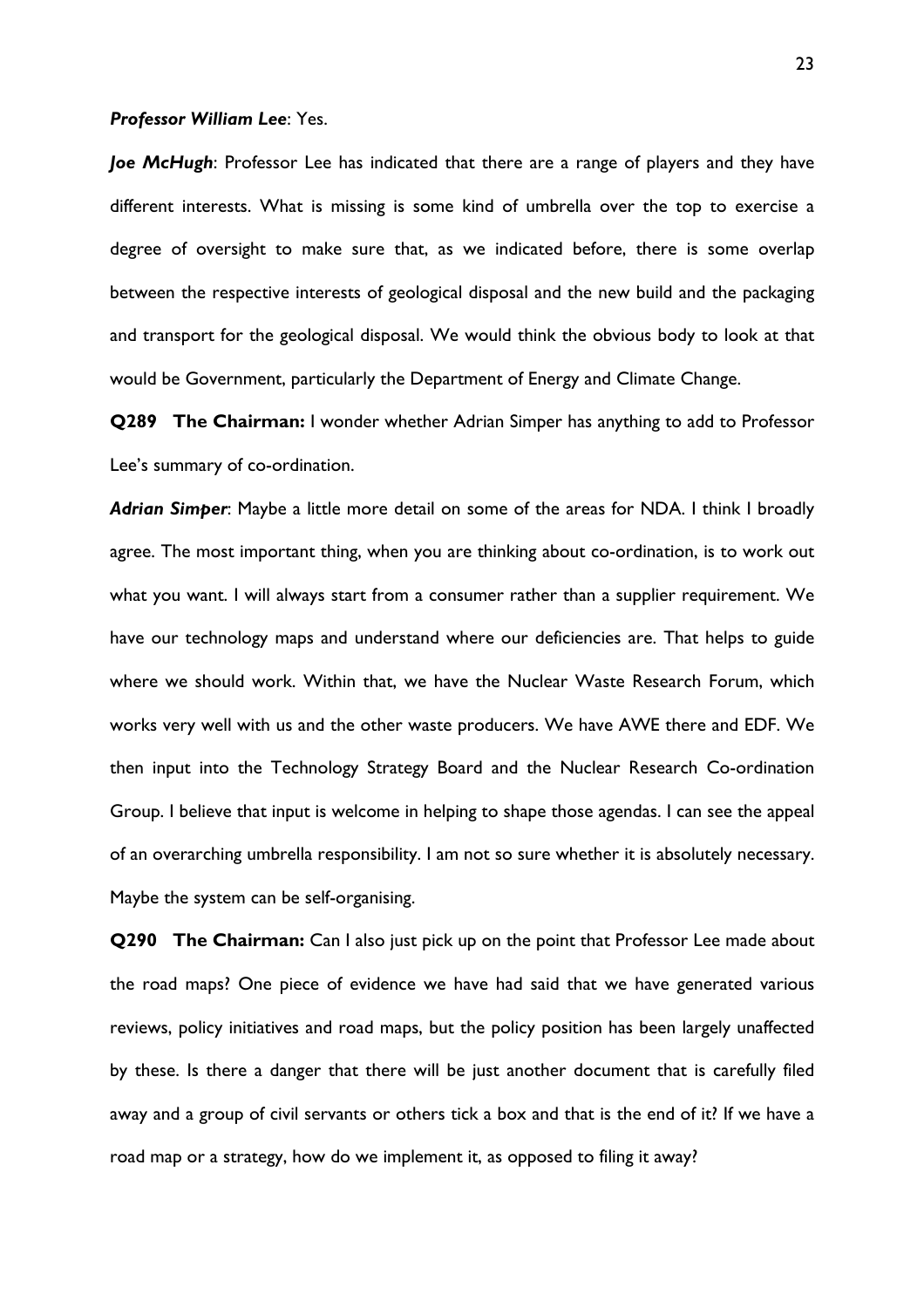***Professor William Lee***: Yes.

***Joe McHugh***: Professor Lee has indicated that there are a range of players and they have different interests. What is missing is some kind of umbrella over the top to exercise a degree of oversight to make sure that, as we indicated before, there is some overlap between the respective interests of geological disposal and the new build and the packaging and transport for the geological disposal. We would think the obvious body to look at that would be Government, particularly the Department of Energy and Climate Change.

**Q289 The Chairman:** I wonder whether Adrian Simper has anything to add to Professor Lee's summary of co-ordination.

***Adrian Simper***: Maybe a little more detail on some of the areas for NDA. I think I broadly agree. The most important thing, when you are thinking about co-ordination, is to work out what you want. I will always start from a consumer rather than a supplier requirement. We have our technology maps and understand where our deficiencies are. That helps to guide where we should work. Within that, we have the Nuclear Waste Research Forum, which works very well with us and the other waste producers. We have AWE there and EDF. We then input into the Technology Strategy Board and the Nuclear Research Co-ordination Group. I believe that input is welcome in helping to shape those agendas. I can see the appeal of an overarching umbrella responsibility. I am not so sure whether it is absolutely necessary. Maybe the system can be self-organising.

**Q290 The Chairman:** Can I also just pick up on the point that Professor Lee made about the road maps? One piece of evidence we have had said that we have generated various reviews, policy initiatives and road maps, but the policy position has been largely unaffected by these. Is there a danger that there will be just another document that is carefully filed away and a group of civil servants or others tick a box and that is the end of it? If we have a road map or a strategy, how do we implement it, as opposed to filing it away?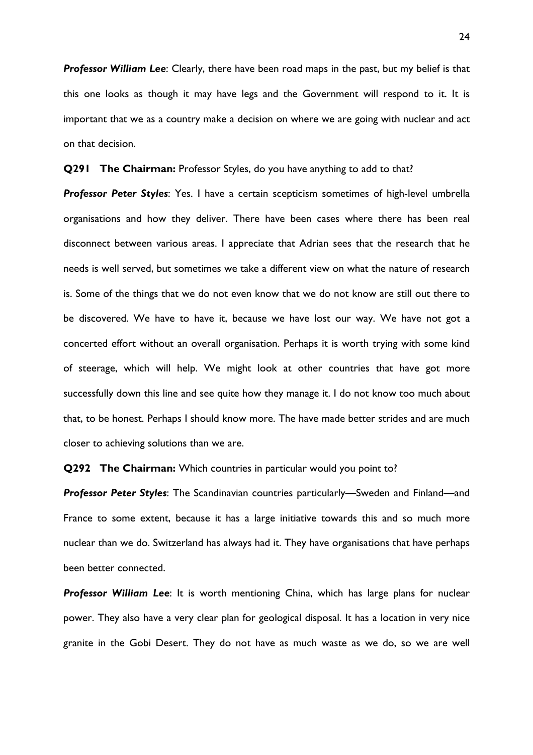***Professor William Lee***: Clearly, there have been road maps in the past, but my belief is that this one looks as though it may have legs and the Government will respond to it. It is important that we as a country make a decision on where we are going with nuclear and act on that decision.

**Q291 The Chairman:** Professor Styles, do you have anything to add to that?

***Professor Peter Styles***: Yes. I have a certain scepticism sometimes of high-level umbrella organisations and how they deliver. There have been cases where there has been real disconnect between various areas. I appreciate that Adrian sees that the research that he needs is well served, but sometimes we take a different view on what the nature of research is. Some of the things that we do not even know that we do not know are still out there to be discovered. We have to have it, because we have lost our way. We have not got a concerted effort without an overall organisation. Perhaps it is worth trying with some kind of steerage, which will help. We might look at other countries that have got more successfully down this line and see quite how they manage it. I do not know too much about that, to be honest. Perhaps I should know more. The have made better strides and are much closer to achieving solutions than we are.

**Q292 The Chairman:** Which countries in particular would you point to?

***Professor Peter Styles***: The Scandinavian countries particularly—Sweden and Finland—and France to some extent, because it has a large initiative towards this and so much more nuclear than we do. Switzerland has always had it. They have organisations that have perhaps been better connected.

***Professor William Lee***: It is worth mentioning China, which has large plans for nuclear power. They also have a very clear plan for geological disposal. It has a location in very nice granite in the Gobi Desert. They do not have as much waste as we do, so we are well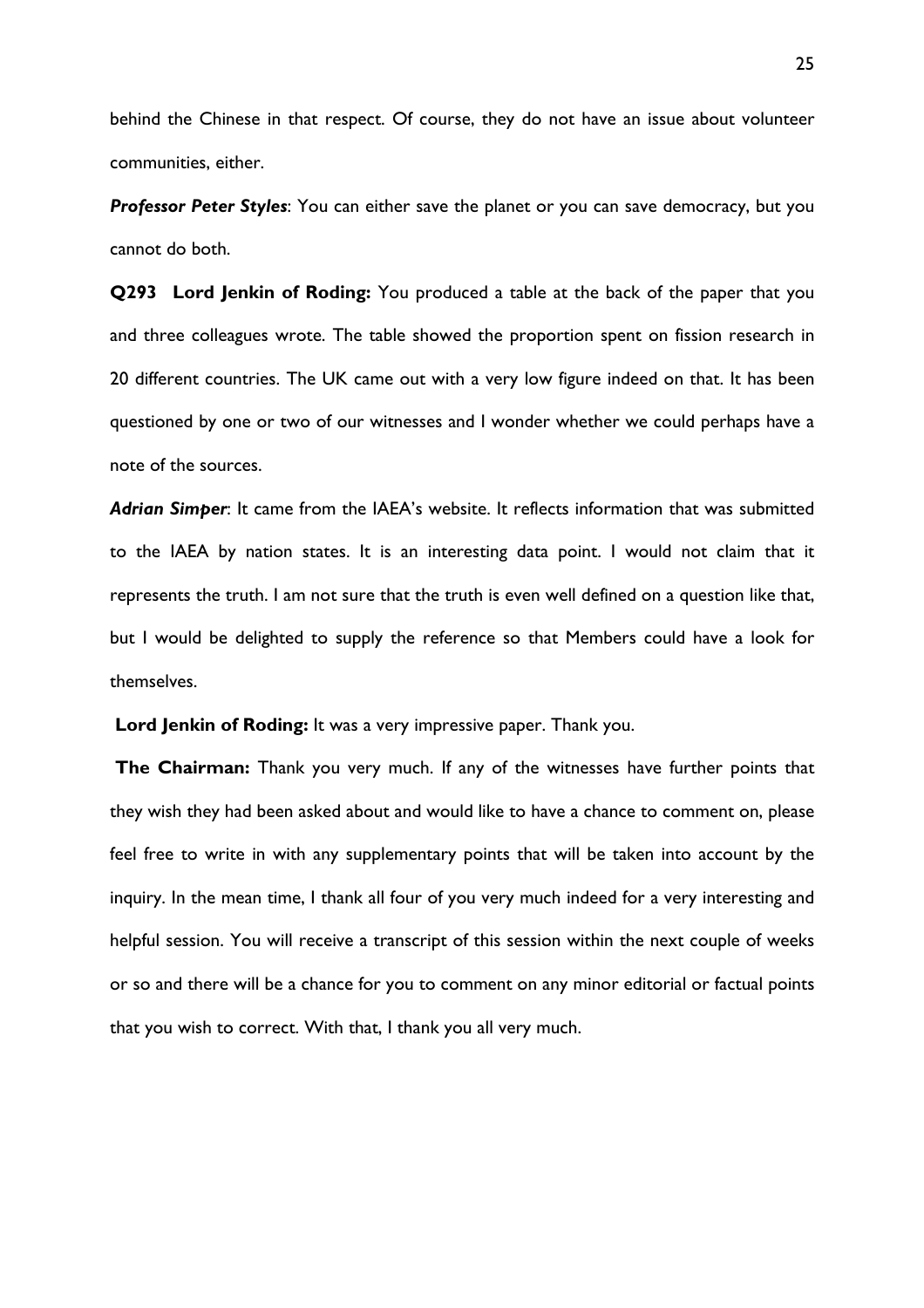behind the Chinese in that respect. Of course, they do not have an issue about volunteer communities, either.

***Professor Peter Styles***: You can either save the planet or you can save democracy, but you cannot do both.

**Q293 Lord Jenkin of Roding:** You produced a table at the back of the paper that you and three colleagues wrote. The table showed the proportion spent on fission research in 20 different countries. The UK came out with a very low figure indeed on that. It has been questioned by one or two of our witnesses and I wonder whether we could perhaps have a note of the sources.

***Adrian Simper***: It came from the IAEA's website. It reflects information that was submitted to the IAEA by nation states. It is an interesting data point. I would not claim that it represents the truth. I am not sure that the truth is even well defined on a question like that, but I would be delighted to supply the reference so that Members could have a look for themselves.

**Lord Jenkin of Roding:** It was a very impressive paper. Thank you.

**The Chairman:** Thank you very much. If any of the witnesses have further points that they wish they had been asked about and would like to have a chance to comment on, please feel free to write in with any supplementary points that will be taken into account by the inquiry. In the mean time, I thank all four of you very much indeed for a very interesting and helpful session. You will receive a transcript of this session within the next couple of weeks or so and there will be a chance for you to comment on any minor editorial or factual points that you wish to correct. With that, I thank you all very much.